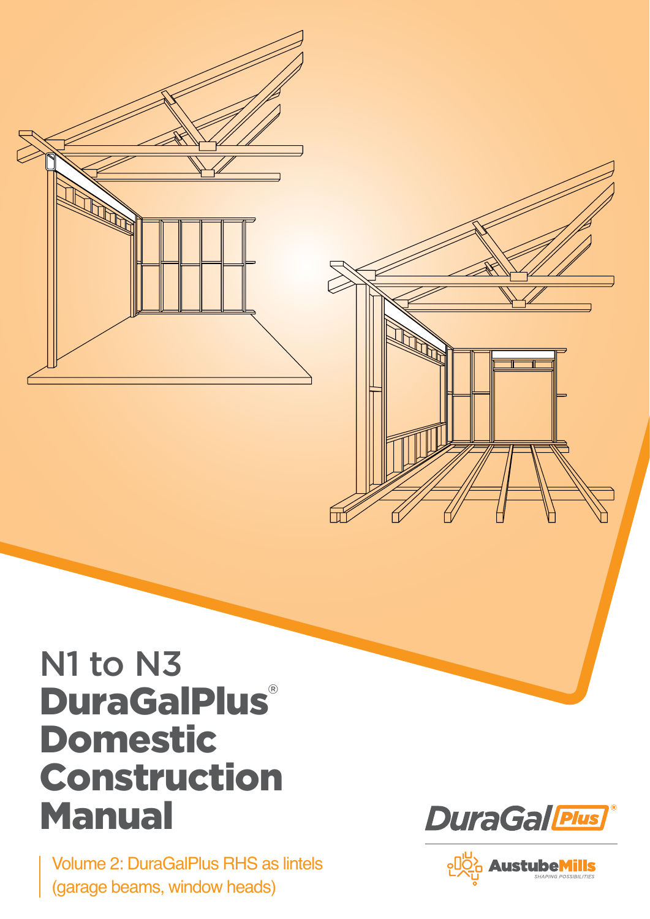# N1 to N3 DuraGalPlus® Domestic Construction Manual

Volume 2: DuraGalPlus RHS as lintels (garage beams, window heads)

DuraGal Plus®

AustubeMills

SHAPING POSSIBILITIES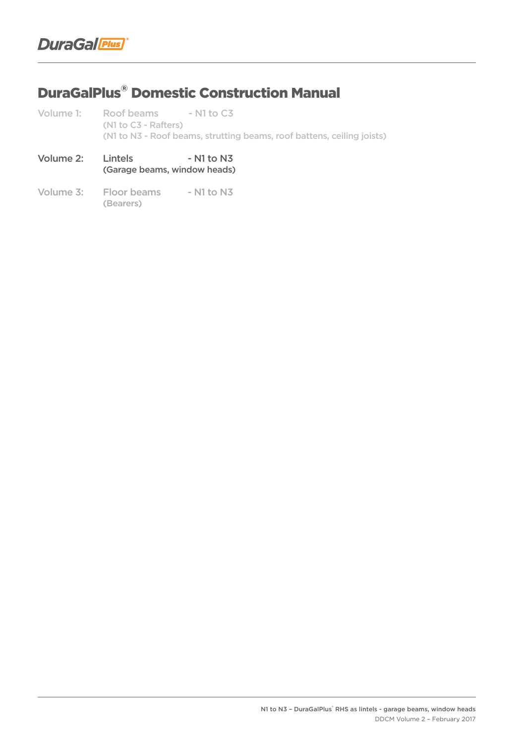# DuraGalPlus® Domestic Construction Manual

Volume 1: Roof beams - N1 to C3
(N1 to C3 - Rafters)
(N1 to N3 - Roof beams, strutting beams, roof battens, ceiling joists)

Volume 2: Lintels - N1 to N3
(Garage beams, window heads)

Volume 3: Floor beams - N1 to N3
(Bearers)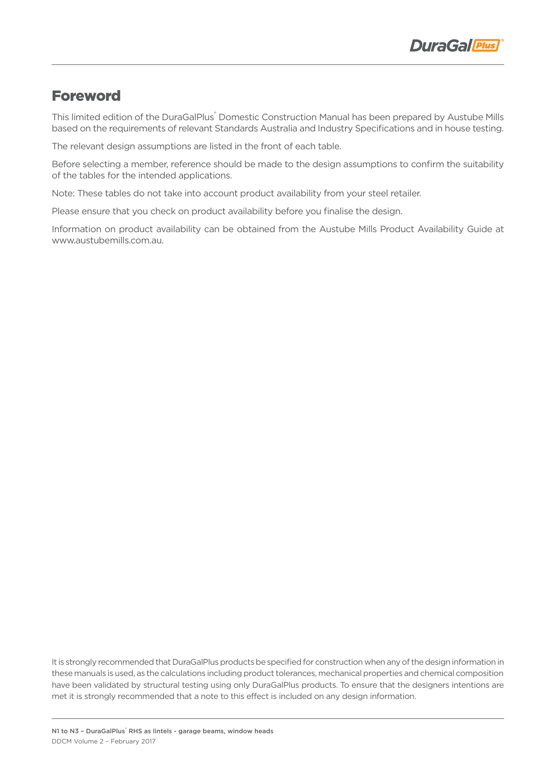# Foreword

This limited edition of the DuraGalPlus® Domestic Construction Manual has been prepared by Austube Mills based on the requirements of relevant Standards Australia and Industry Specifications and in house testing.

The relevant design assumptions are listed in the front of each table.

Before selecting a member, reference should be made to the design assumptions to confirm the suitability of the tables for the intended applications.

Note: These tables do not take into account product availability from your steel retailer.

Please ensure that you check on product availability before you finalise the design.

Information on product availability can be obtained from the Austube Mills Product Availability Guide at www.austubemills.com.au.

It is strongly recommended that DuraGalPlus products be specified for construction when any of the design information in these manuals is used, as the calculations including product tolerances, mechanical properties and chemical composition have been validated by structural testing using only DuraGalPlus products. To ensure that the designers intentions are met it is strongly recommended that a note to this effect is included on any design information.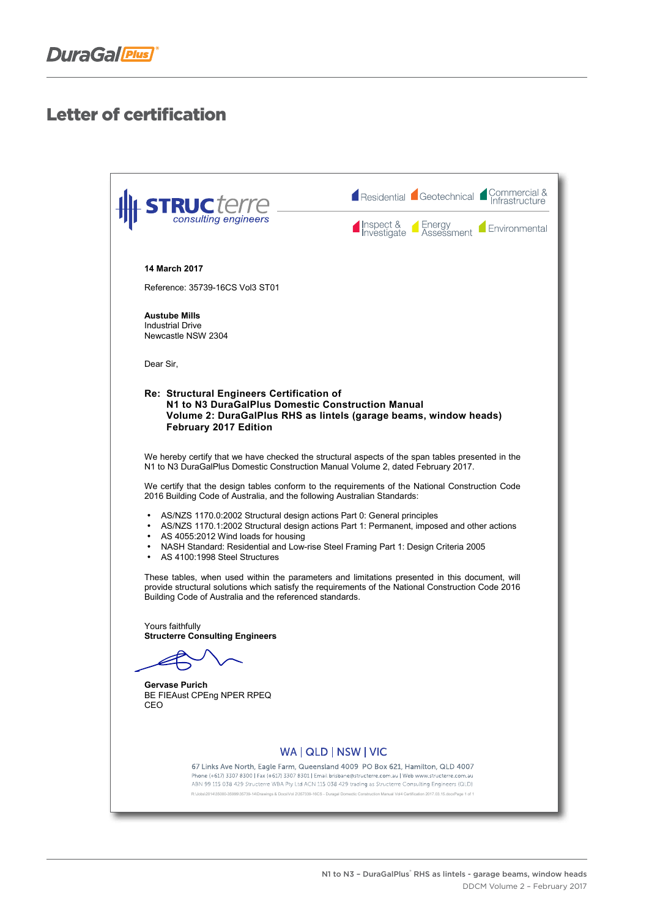# Letter of certification

STRUCterre consulting engineers

Residential | Geotechnical | Commercial & Infrastructure | Inspect & Investigate | Energy Assessment | Environmental

**14 March 2017**

Reference: 35739-16CS Vol3 ST01

**Austube Mills**
Industrial Drive
Newcastle NSW 2304

Dear Sir,

**Re: Structural Engineers Certification of**
**N1 to N3 DuraGalPlus Domestic Construction Manual**
**Volume 2: DuraGalPlus RHS as lintels (garage beams, window heads)**
**February 2017 Edition**

We hereby certify that we have checked the structural aspects of the span tables presented in the N1 to N3 DuraGalPlus Domestic Construction Manual Volume 2, dated February 2017.

We certify that the design tables conform to the requirements of the National Construction Code 2016 Building Code of Australia, and the following Australian Standards:

- AS/NZS 1170.0:2002 Structural design actions Part 0: General principles
- AS/NZS 1170.1:2002 Structural design actions Part 1: Permanent, imposed and other actions
- AS 4055:2012 Wind loads for housing
- NASH Standard: Residential and Low-rise Steel Framing Part 1: Design Criteria 2005
- AS 4100:1998 Steel Structures

These tables, when used within the parameters and limitations presented in this document, will provide structural solutions which satisfy the requirements of the National Construction Code 2016 Building Code of Australia and the referenced standards.

Yours faithfully
**Structerre Consulting Engineers**

**Gervase Purich**
BE FIEAust CPEng NPER RPEQ
CEO

WA | QLD | NSW | VIC

67 Links Ave North, Eagle Farm, Queensland 4009 PO Box 621, Hamilton, QLD 4007
Phone (+617) 3307 8300 | Fax (+617) 3307 8301 | Email brisbane@structerre.com.au | Web www.structerre.com.au
ABN 99 115 038 429 Structerre WBA Pty Ltd ACN 115 038 429 trading as Structerre Consulting Engineers (QLD)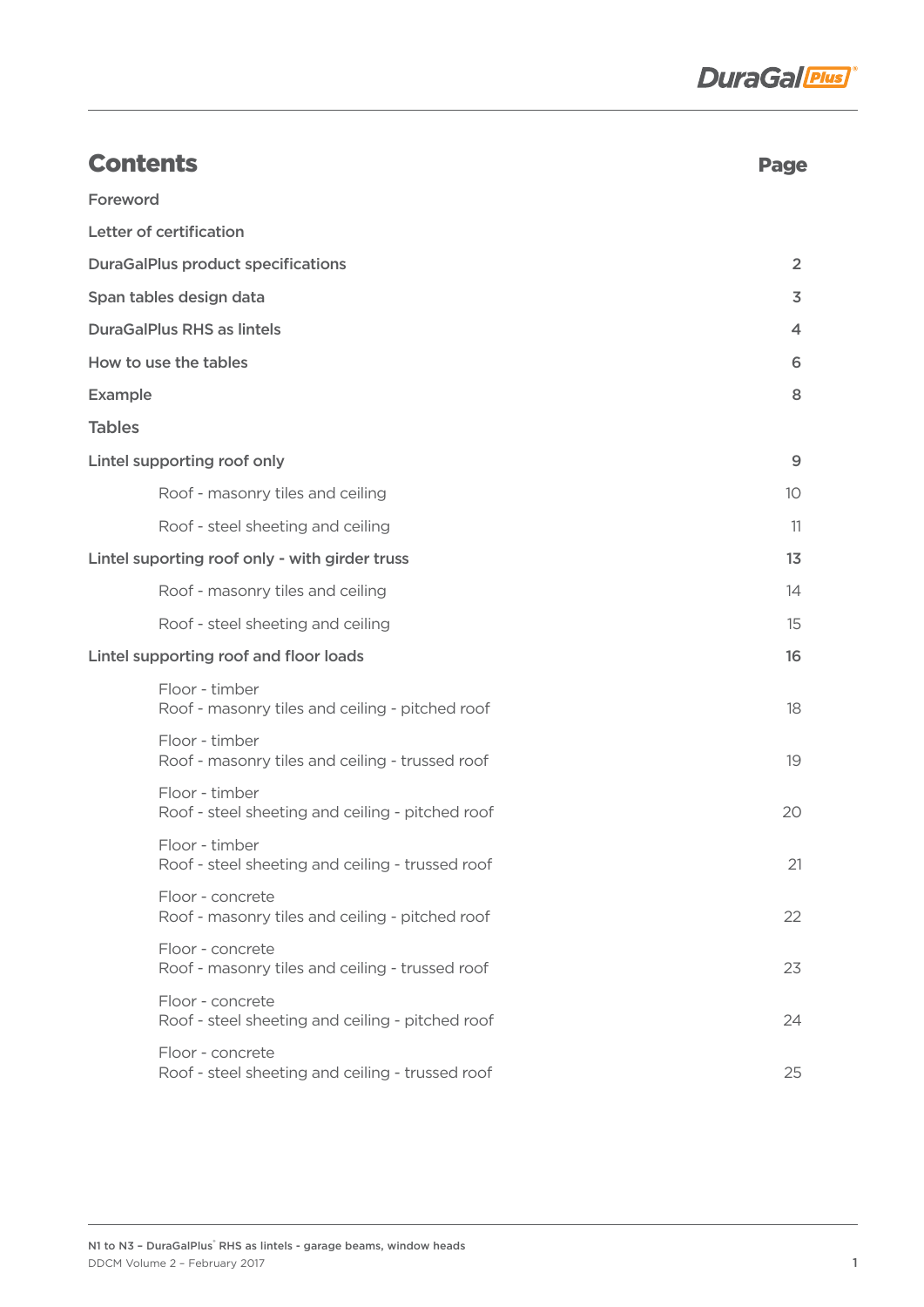# Contents

| | Page |
|---|---|
| **Foreword** | |
| **Letter of certification** | |
| **DuraGalPlus product specifications** | 2 |
| **Span tables design data** | 3 |
| **DuraGalPlus RHS as lintels** | 4 |
| **How to use the tables** | 6 |
| **Example** | 8 |
| **Tables** | |
| **Lintel supporting roof only** | 9 |
| Roof - masonry tiles and ceiling | 10 |
| Roof - steel sheeting and ceiling | 11 |
| **Lintel suporting roof only - with girder truss** | 13 |
| Roof - masonry tiles and ceiling | 14 |
| Roof - steel sheeting and ceiling | 15 |
| **Lintel supporting roof and floor loads** | 16 |
| Floor - timber<br>Roof - masonry tiles and ceiling - pitched roof | 18 |
| Floor - timber<br>Roof - masonry tiles and ceiling - trussed roof | 19 |
| Floor - timber<br>Roof - steel sheeting and ceiling - pitched roof | 20 |
| Floor - timber<br>Roof - steel sheeting and ceiling - trussed roof | 21 |
| Floor - concrete<br>Roof - masonry tiles and ceiling - pitched roof | 22 |
| Floor - concrete<br>Roof - masonry tiles and ceiling - trussed roof | 23 |
| Floor - concrete<br>Roof - steel sheeting and ceiling - pitched roof | 24 |
| Floor - concrete<br>Roof - steel sheeting and ceiling - trussed roof | 25 |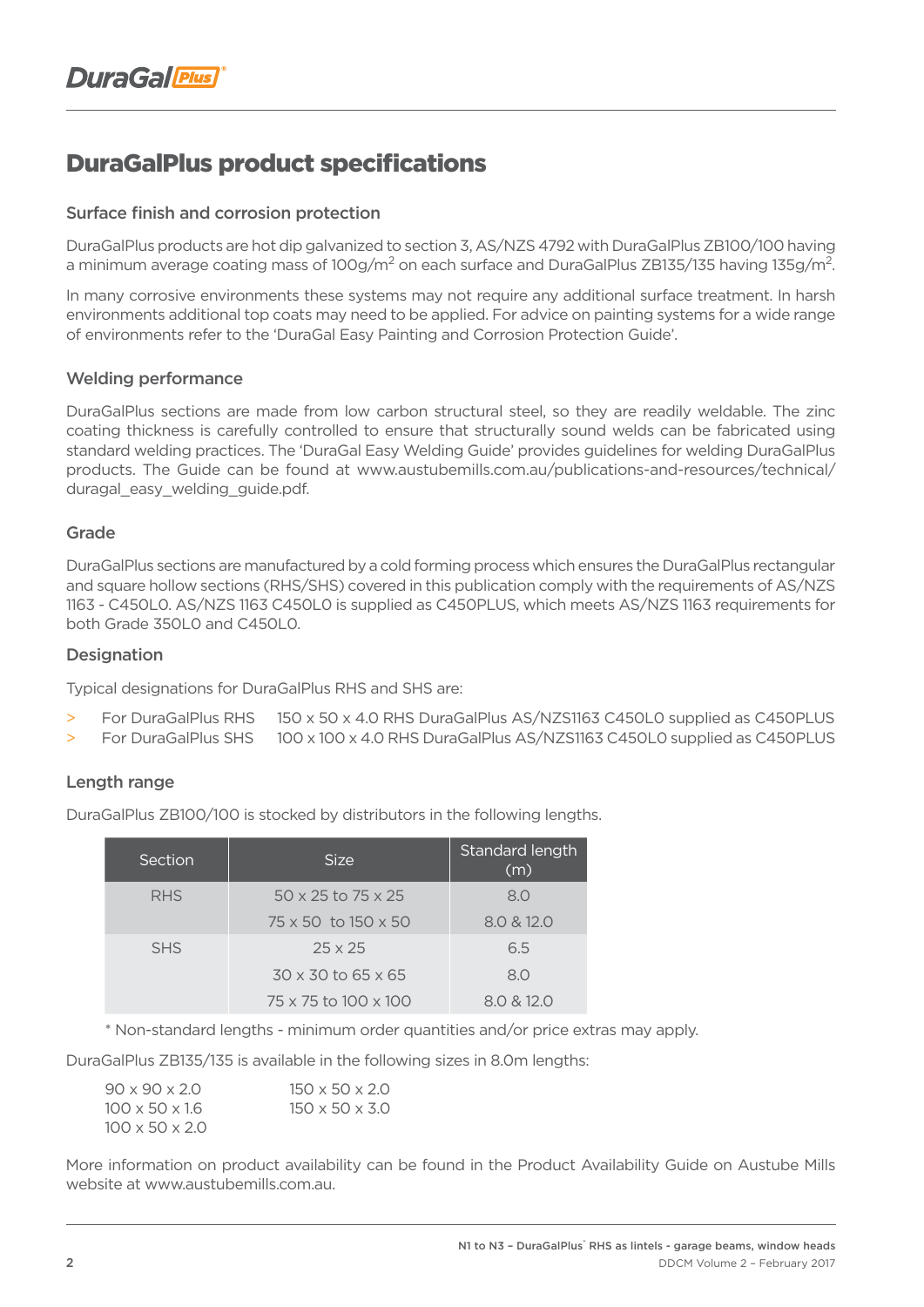## DuraGalPlus product specifications

### Surface finish and corrosion protection

DuraGalPlus products are hot dip galvanized to section 3, AS/NZS 4792 with DuraGalPlus ZB100/100 having a minimum average coating mass of 100g/m$^2$ on each surface and DuraGalPlus ZB135/135 having 135g/m$^2$.

In many corrosive environments these systems may not require any additional surface treatment. In harsh environments additional top coats may need to be applied. For advice on painting systems for a wide range of environments refer to the 'DuraGal Easy Painting and Corrosion Protection Guide'.

### Welding performance

DuraGalPlus sections are made from low carbon structural steel, so they are readily weldable. The zinc coating thickness is carefully controlled to ensure that structurally sound welds can be fabricated using standard welding practices. The 'DuraGal Easy Welding Guide' provides guidelines for welding DuraGalPlus products. The Guide can be found at www.austubemills.com.au/publications-and-resources/technical/duragal_easy_welding_guide.pdf.

### Grade

DuraGalPlus sections are manufactured by a cold forming process which ensures the DuraGalPlus rectangular and square hollow sections (RHS/SHS) covered in this publication comply with the requirements of AS/NZS 1163 - C450L0. AS/NZS 1163 C450L0 is supplied as C450PLUS, which meets AS/NZS 1163 requirements for both Grade 350L0 and C450L0.

### Designation

Typical designations for DuraGalPlus RHS and SHS are:

- For DuraGalPlus RHS 150 x 50 x 4.0 RHS DuraGalPlus AS/NZS1163 C450L0 supplied as C450PLUS
- For DuraGalPlus SHS 100 x 100 x 4.0 RHS DuraGalPlus AS/NZS1163 C450L0 supplied as C450PLUS

### Length range

DuraGalPlus ZB100/100 is stocked by distributors in the following lengths.

| Section | Size | Standard length (m) |
|---|---|---|
| RHS | 50 x 25 to 75 x 25 | 8.0 |
| | 75 x 50 to 150 x 50 | 8.0 & 12.0 |
| SHS | 25 x 25 | 6.5 |
| | 30 x 30 to 65 x 65 | 8.0 |
| | 75 x 75 to 100 x 100 | 8.0 & 12.0 |

* Non-standard lengths - minimum order quantities and/or price extras may apply.

DuraGalPlus ZB135/135 is available in the following sizes in 8.0m lengths:

90 x 90 x 2.0
100 x 50 x 1.6
100 x 50 x 2.0
150 x 50 x 2.0
150 x 50 x 3.0

More information on product availability can be found in the Product Availability Guide on Austube Mills website at www.austubemills.com.au.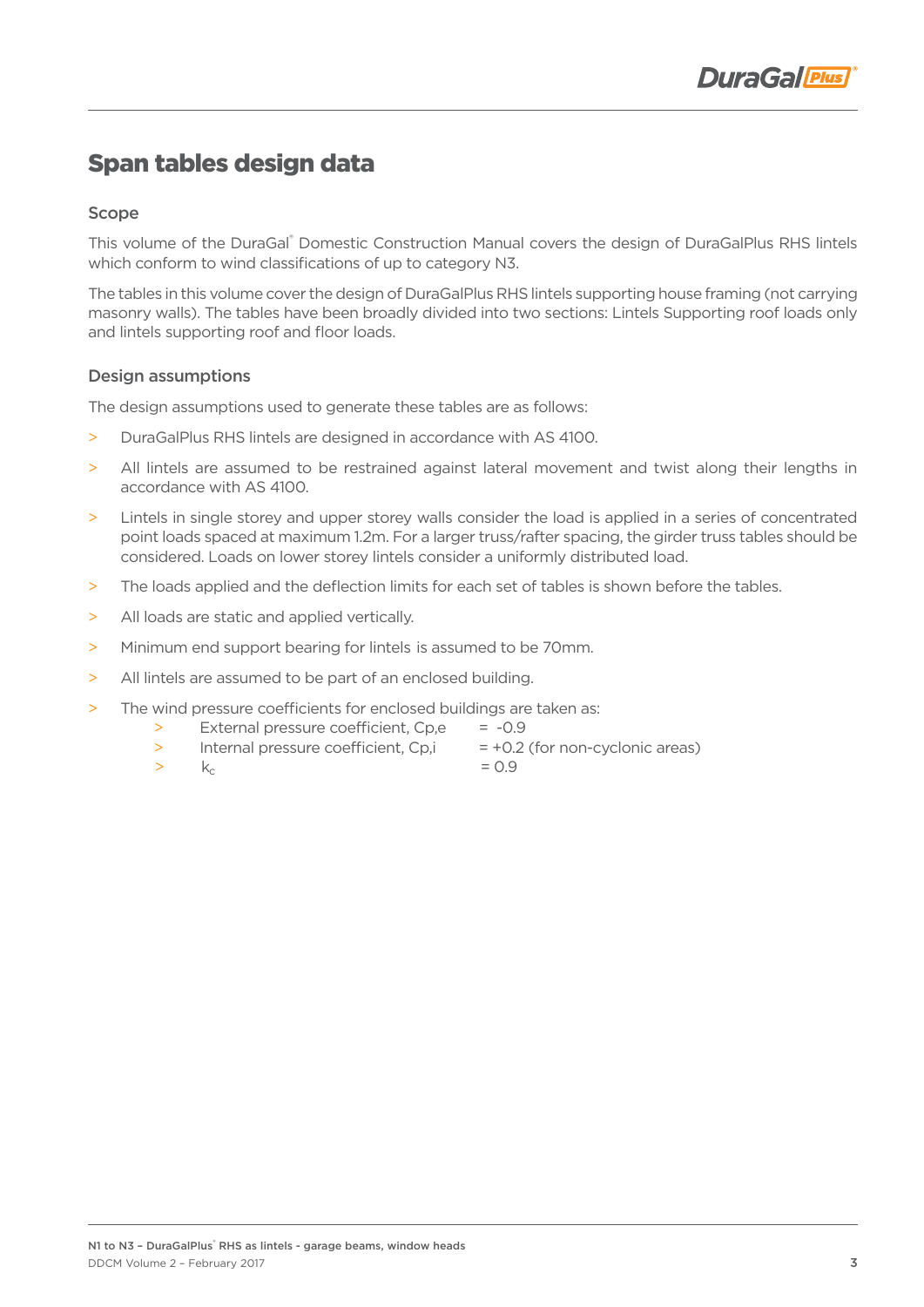# Span tables design data

## Scope

This volume of the DuraGal® Domestic Construction Manual covers the design of DuraGalPlus RHS lintels which conform to wind classifications of up to category N3.

The tables in this volume cover the design of DuraGalPlus RHS lintels supporting house framing (not carrying masonry walls). The tables have been broadly divided into two sections: Lintels Supporting roof loads only and lintels supporting roof and floor loads.

## Design assumptions

The design assumptions used to generate these tables are as follows:

- DuraGalPlus RHS lintels are designed in accordance with AS 4100.
- All lintels are assumed to be restrained against lateral movement and twist along their lengths in accordance with AS 4100.
- Lintels in single storey and upper storey walls consider the load is applied in a series of concentrated point loads spaced at maximum 1.2m. For a larger truss/rafter spacing, the girder truss tables should be considered. Loads on lower storey lintels consider a uniformly distributed load.
- The loads applied and the deflection limits for each set of tables is shown before the tables.
- All loads are static and applied vertically.
- Minimum end support bearing for lintels is assumed to be 70mm.
- All lintels are assumed to be part of an enclosed building.
- The wind pressure coefficients for enclosed buildings are taken as:
  - External pressure coefficient, $C_{p,e}$ = -0.9
  - Internal pressure coefficient, $C_{p,i}$ = +0.2 (for non-cyclonic areas)
  - $k_c$ = 0.9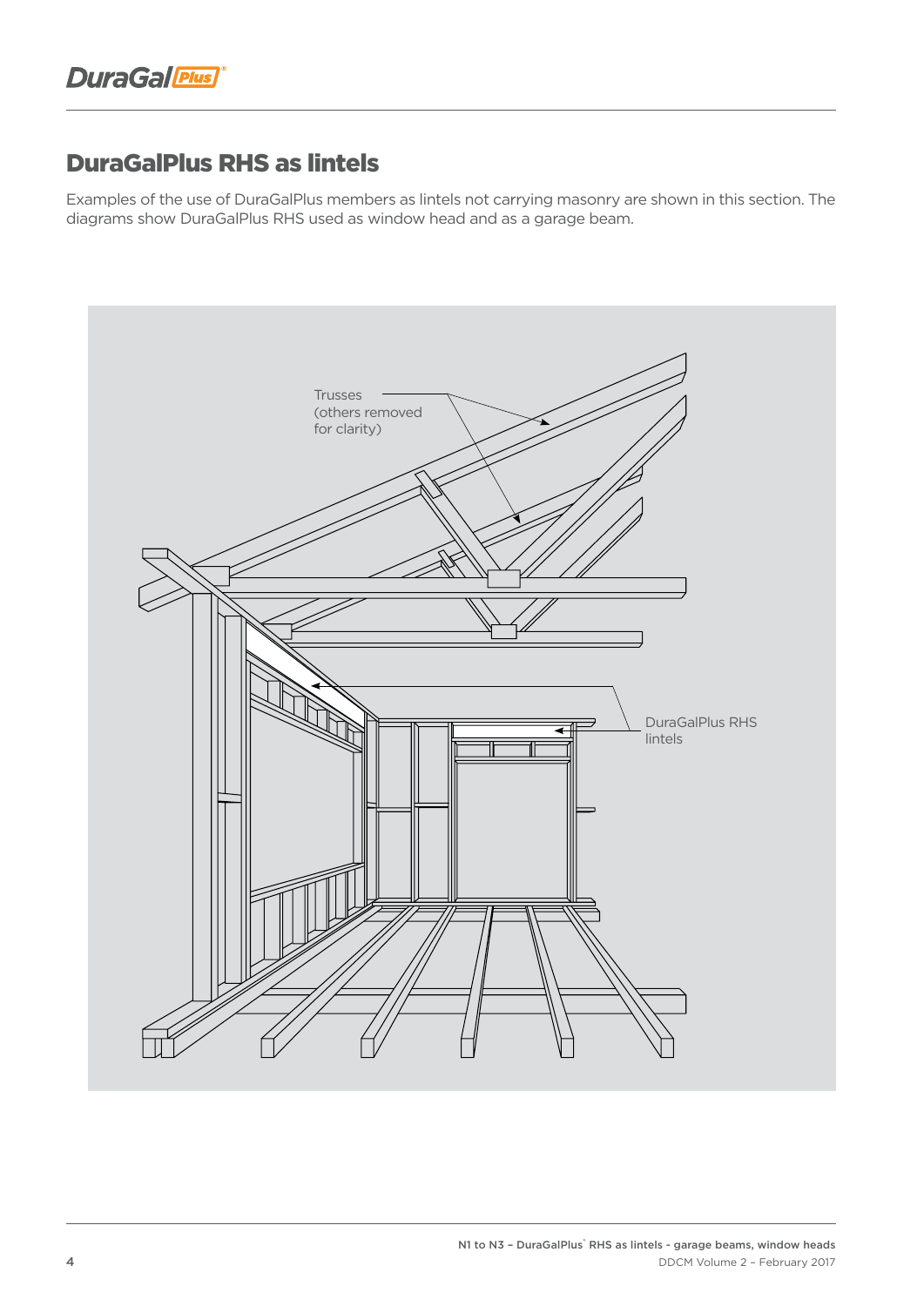# DuraGalPlus RHS as lintels

Examples of the use of DuraGalPlus members as lintels not carrying masonry are shown in this section. The diagrams show DuraGalPlus RHS used as window head and as a garage beam.

Trusses (others removed for clarity)

DuraGalPlus RHS lintels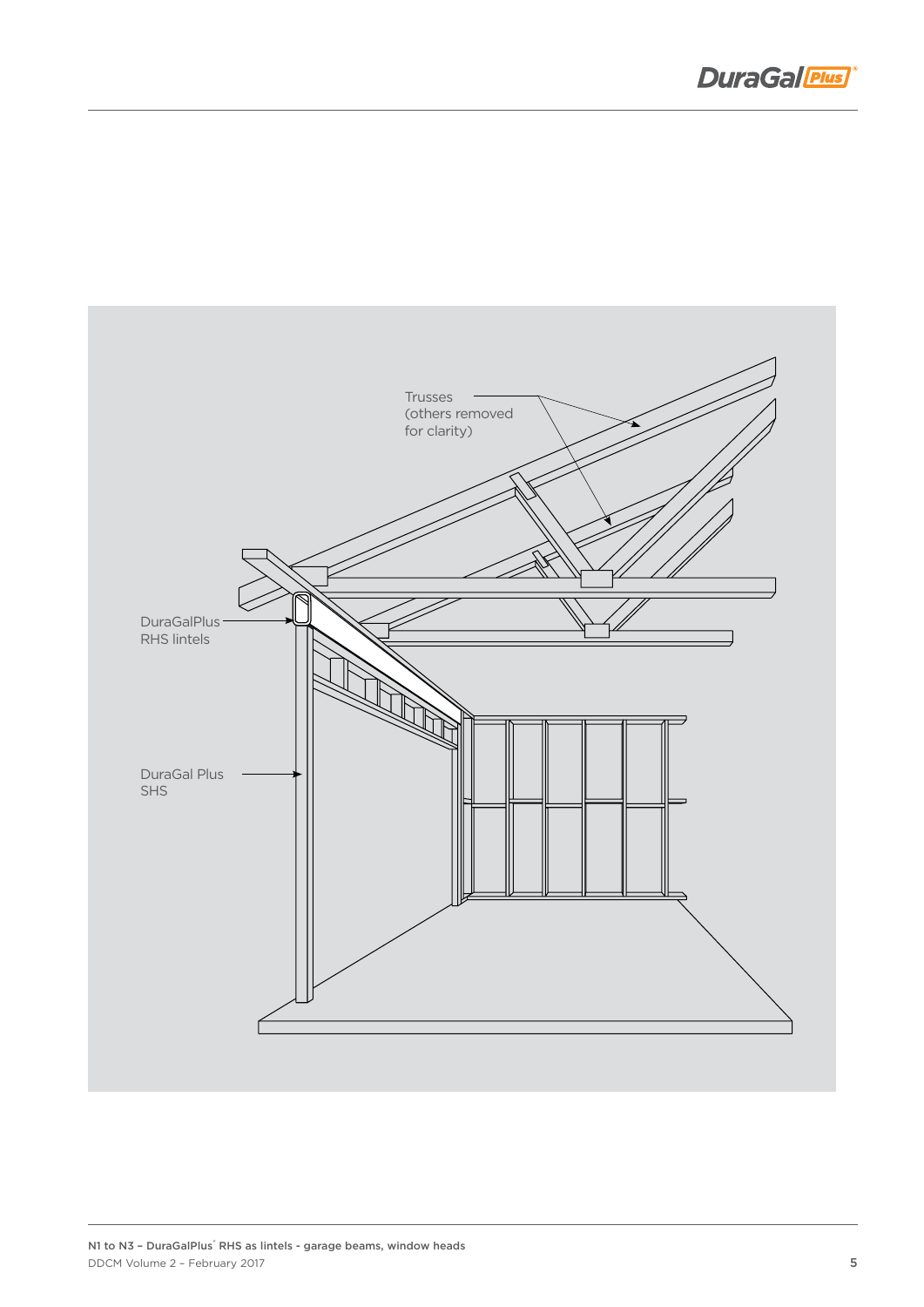Trusses
(others removed
for clarity)

DuraGalPlus
RHS lintels

DuraGal Plus
SHS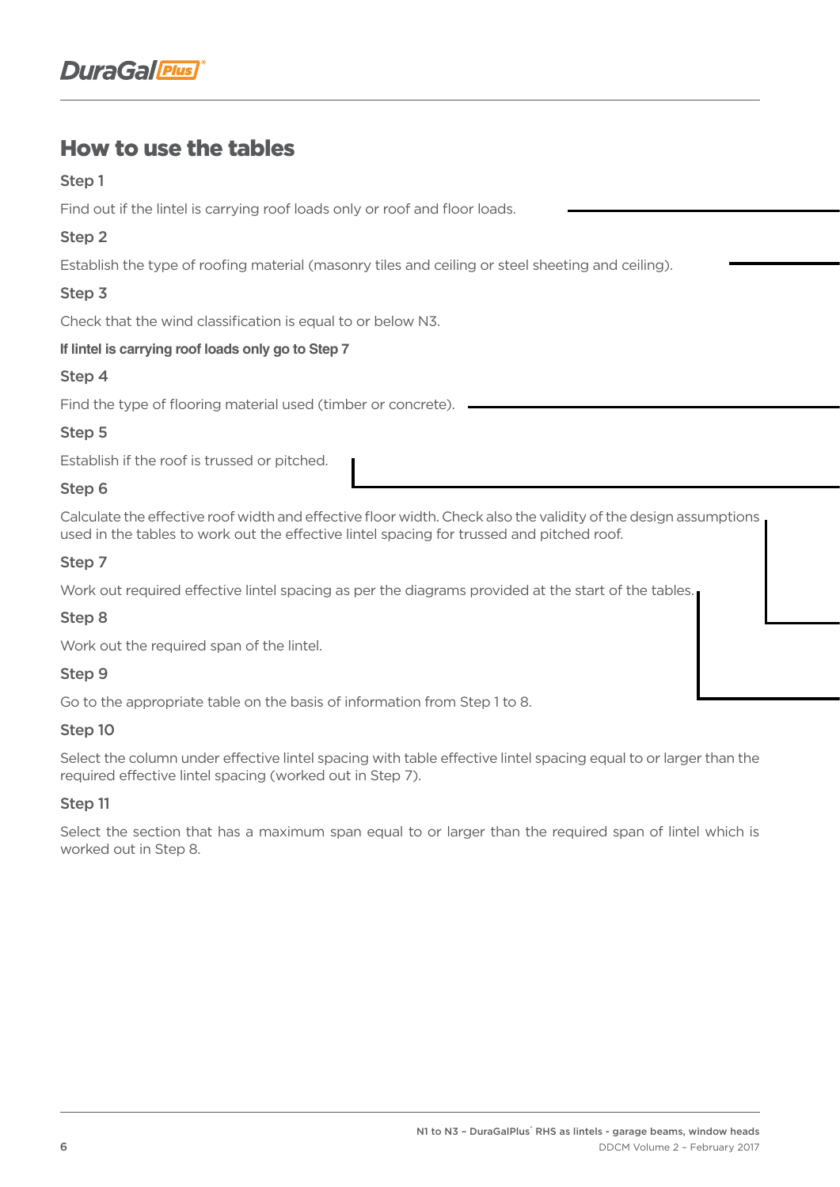## How to use the tables

### Step 1

Find out if the lintel is carrying roof loads only or roof and floor loads.

### Step 2

Establish the type of roofing material (masonry tiles and ceiling or steel sheeting and ceiling).

### Step 3

Check that the wind classification is equal to or below N3.

**If lintel is carrying roof loads only go to Step 7**

### Step 4

Find the type of flooring material used (timber or concrete).

### Step 5

Establish if the roof is trussed or pitched.

### Step 6

Calculate the effective roof width and effective floor width. Check also the validity of the design assumptions used in the tables to work out the effective lintel spacing for trussed and pitched roof.

### Step 7

Work out required effective lintel spacing as per the diagrams provided at the start of the tables.

### Step 8

Work out the required span of the lintel.

### Step 9

Go to the appropriate table on the basis of information from Step 1 to 8.

### Step 10

Select the column under effective lintel spacing with table effective lintel spacing equal to or larger than the required effective lintel spacing (worked out in Step 7).

### Step 11

Select the section that has a maximum span equal to or larger than the required span of lintel which is worked out in Step 8.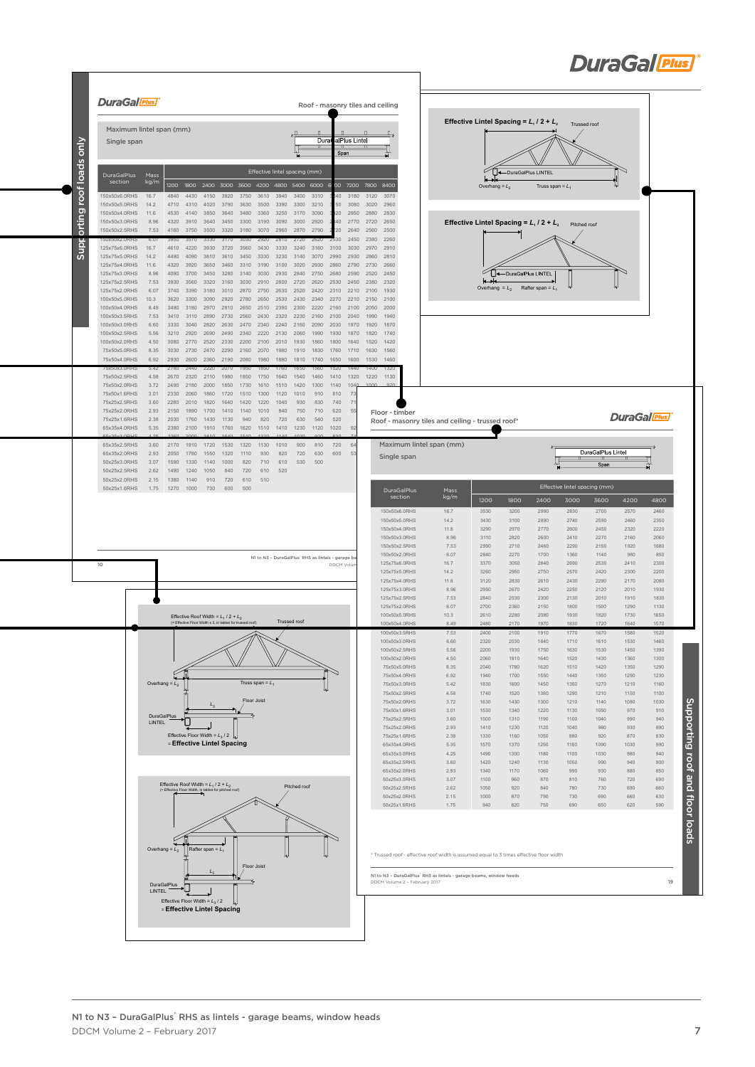## Supporting roof loads only

**DuraGal Plus**

Roof - masonry tiles and ceiling

Maximum lintel span (mm)

Single span

DuraGalPlus Lintel

Span

| DuraGalPlus section | Mass kg/m | Effective lintel spacing (mm) | | | | | | | | | | | | |
|---|---|---|---|---|---|---|---|---|---|---|---|---|---|---|
| | | 1200 | 1800 | 2400 | 3000 | 3600 | 4200 | 4800 | 5400 | 6000 | 6600 | 7200 | 7800 | 8400 |
| 150x50x6.0RHS | 16.7 | 4840 | 4430 | 4150 | 3920 | 3750 | 3610 | 3490 | 3400 | 3310 | 3240 | 3180 | 3120 | 3070 |
| 150x50x5.0RHS | 14.2 | 4710 | 4310 | 4020 | 3790 | 3630 | 3500 | 3390 | 3300 | 3210 | 3150 | 3080 | 3020 | 2960 |
| 150x50x4.0RHS | 11.6 | 4530 | 4140 | 3850 | 3640 | 3480 | 3360 | 3250 | 3170 | 3090 | 3020 | 2950 | 2880 | 2830 |
| 150x50x3.0RHS | 8.96 | 4320 | 3910 | 3640 | 3450 | 3300 | 3190 | 3090 | 3000 | 2920 | 2840 | 2770 | 2720 | 2650 |
| 150x50x2.5RHS | 7.53 | 4160 | 3750 | 3500 | 3320 | 3180 | 3070 | 2960 | 2870 | 2790 | 2720 | 2640 | 2560 | 2500 |
| 150x50x2.0RHS | 6.07 | 3990 | 3570 | 3330 | 3170 | 3030 | 2920 | 2810 | 2720 | 2620 | 2530 | 2450 | 2380 | 2260 |
| 125x75x6.0RHS | 16.7 | 4610 | 4220 | 3930 | 3720 | 3560 | 3430 | 3330 | 3240 | 3160 | 3100 | 3030 | 2970 | 2910 |
| 125x75x5.0RHS | 14.2 | 4490 | 4090 | 3810 | 3610 | 3450 | 3330 | 3230 | 3140 | 3070 | 2990 | 2930 | 2860 | 2810 |
| 125x75x4.0RHS | 11.6 | 4320 | 3920 | 3650 | 3460 | 3310 | 3190 | 3100 | 3020 | 2930 | 2860 | 2790 | 2730 | 2660 |
| 125x75x3.0RHS | 8.96 | 4090 | 3700 | 3450 | 3280 | 3140 | 3030 | 2930 | 2840 | 2750 | 2680 | 2590 | 2520 | 2450 |
| 125x75x2.5RHS | 7.53 | 3930 | 3560 | 3320 | 3160 | 3030 | 2910 | 2800 | 2720 | 2620 | 2530 | 2450 | 2380 | 2320 |
| 125x75x2.0RHS | 6.07 | 3740 | 3390 | 3180 | 3010 | 2870 | 2750 | 2630 | 2520 | 2420 | 2310 | 2210 | 2100 | 1930 |
| 100x50x5.0RHS | 10.3 | 3620 | 3300 | 3090 | 2920 | 2780 | 2650 | 2530 | 2430 | 2340 | 2270 | 2210 | 2150 | 2100 |
| 100x50x4.0RHS | 8.49 | 3490 | 3180 | 2970 | 2810 | 2650 | 2510 | 2390 | 2300 | 2220 | 2160 | 2100 | 2050 | 2000 |
| 100x50x3.5RHS | 7.53 | 3410 | 3110 | 2890 | 2730 | 2560 | 2430 | 2320 | 2230 | 2160 | 2100 | 2040 | 1990 | 1940 |
| 100x50x3.0RHS | 6.60 | 3330 | 3040 | 2820 | 2630 | 2470 | 2340 | 2240 | 2160 | 2090 | 2030 | 1970 | 1920 | 1870 |
| 100x50x2.5RHS | 5.56 | 3210 | 2920 | 2690 | 2490 | 2340 | 2220 | 2130 | 2060 | 1990 | 1930 | 1870 | 1820 | 1740 |
| 100x50x2.0RHS | 4.50 | 3080 | 2770 | 2520 | 2330 | 2200 | 2100 | 2010 | 1930 | 1860 | 1800 | 1640 | 1520 | 1420 |
| 75x50x5.0RHS | 8.35 | 3030 | 2730 | 2470 | 2290 | 2160 | 2070 | 1980 | 1910 | 1830 | 1760 | 1710 | 1630 | 1560 |
| 75x50x4.0RHS | 6.92 | 2930 | 2600 | 2360 | 2190 | 2080 | 1980 | 1880 | 1810 | 1740 | 1650 | 1600 | 1530 | 1460 |
| 75x50x3.0RHS | 5.42 | 2780 | 2440 | 2220 | 2070 | 1960 | 1850 | 1760 | 1650 | 1560 | 1520 | 1440 | 1400 | 1320 |
| 75x50x2.5RHS | 4.58 | 2670 | 2320 | 2110 | 1980 | 1850 | 1750 | 1640 | 1540 | 1460 | 1410 | 1320 | 1220 | 1130 |
| 75x50x2.0RHS | 3.72 | 2490 | 2180 | 2000 | 1850 | 1730 | 1610 | 1510 | 1420 | 1300 | 1140 | 1040 | 1000 | 920 |
| 75x50x1.6RHS | 3.01 | 2330 | 2060 | 1860 | 1720 | 1510 | 1300 | 1120 | 1010 | 910 | 810 | 73 | | |
| 75x25x2.5RHS | 3.60 | 2280 | 2010 | 1820 | 1640 | 1420 | 1220 | 1040 | 930 | 830 | 740 | 71 | | |
| 75x25x2.0RHS | 2.93 | 2150 | 1890 | 1700 | 1410 | 1140 | 1010 | 840 | 750 | 710 | 620 | 55 | | |
| 75x25x1.6RHS | 2.38 | 2030 | 1760 | 1430 | 1130 | 940 | 820 | 720 | 630 | 540 | 520 | | | |
| 65x35x4.0RHS | 5.35 | 2380 | 2100 | 1910 | 1760 | 1620 | 1510 | 1410 | 1230 | 1120 | 1020 | 92 | | |
| 65x35x3.0RHS | 4.25 | 2280 | 2000 | 1810 | 1640 | 1510 | 1330 | 1140 | 1030 | 920 | 830 | 74 | | |
| 65x35x2.5RHS | 3.60 | 2170 | 1910 | 1720 | 1530 | 1320 | 1130 | 1010 | 900 | 810 | 720 | 64 | | |
| 65x35x2.0RHS | 2.93 | 2050 | 1780 | 1550 | 1320 | 1110 | 930 | 820 | 720 | 630 | 600 | 53 | | |
| 50x25x3.0RHS | 3.07 | 1590 | 1330 | 1140 | 1000 | 820 | 710 | 610 | 530 | 500 | | | | |
| 50x25x2.5RHS | 2.62 | 1490 | 1240 | 1050 | 840 | 720 | 610 | 520 | | | | | | |
| 50x25x2.0RHS | 2.15 | 1380 | 1140 | 910 | 720 | 610 | 510 | | | | | | | |
| 50x25x1.6RHS | 1.75 | 1270 | 1000 | 730 | 600 | 500 | | | | | | | | |

**Effective Lintel Spacing = $L_1 / 2 + L_2$** — Trussed roof

DuraGalPlus LINTEL; Overhang = $L_2$; Truss span = $L_1$

**Effective Lintel Spacing = $L_1 / 2 + L_2$** — Pitched roof

DuraGalPlus LINTEL; Overhang = $L_2$; Rafter span = $L_1$

Effective Roof Width = $L_1 / 2 + L_2$ (= Effective Floor Width x 3, in tables for trussed roof) — Trussed roof

Overhang = $L_2$; Truss span = $L_1$; $L_3$; Floor Joist; DuraGalPlus LINTEL

Effective Floor Width = $L_3 / 2$

= **Effective Lintel Spacing**

Effective Roof Width = $L_1 / 2 + L_2$ (= Effective Floor Width, in tables for pitched roof) — Pitched roof

Overhang = $L_2$; Rafter span = $L_1$; $L_3$; Floor Joist; DuraGalPlus LINTEL

Effective Floor Width = $L_3 / 2$

= **Effective Lintel Spacing**

## Supporting roof and floor loads

**DuraGal Plus**

Floor - timber

Roof - masonry tiles and ceiling - trussed roof*

Maximum lintel span (mm)

Single span

DuraGalPlus Lintel

Span

| DuraGalPlus section | Mass kg/m | Effective lintel spacing (mm) | | | | | | |
|---|---|---|---|---|---|---|---|---|
| | | 1200 | 1800 | 2400 | 3000 | 3600 | 4200 | 4800 |
| 150x50x6.0RHS | 16.7 | 3530 | 3200 | 2990 | 2830 | 2700 | 2570 | 2460 |
| 150x50x5.0RHS | 14.2 | 3430 | 3100 | 2890 | 2740 | 2590 | 2460 | 2350 |
| 150x50x4.0RHS | 11.6 | 3290 | 2970 | 2770 | 2600 | 2450 | 2320 | 2220 |
| 150x50x3.0RHS | 8.96 | 3110 | 2820 | 2600 | 2410 | 2270 | 2160 | 2060 |
| 150x50x2.5RHS | 7.53 | 2990 | 2710 | 2460 | 2290 | 2150 | 1920 | 1680 |
| 150x50x2.0RHS | 6.07 | 2840 | 2270 | 1700 | 1360 | 1140 | 980 | 850 |
| 125x75x6.0RHS | 16.7 | 3370 | 3050 | 2840 | 2690 | 2530 | 2410 | 2300 |
| 125x75x5.0RHS | 14.2 | 3260 | 2950 | 2750 | 2570 | 2420 | 2300 | 2200 |
| 125x75x4.0RHS | 11.6 | 3120 | 2830 | 2610 | 2430 | 2290 | 2170 | 2080 |
| 125x75x3.0RHS | 8.96 | 2950 | 2670 | 2420 | 2250 | 2120 | 2010 | 1930 |
| 125x75x2.5RHS | 7.53 | 2840 | 2530 | 2300 | 2130 | 2010 | 1910 | 1830 |
| 125x75x2.0RHS | 6.07 | 2700 | 2360 | 2150 | 1800 | 1500 | 1290 | 1130 |
| 100x50x5.0RHS | 10.3 | 2610 | 2280 | 2080 | 1930 | 1820 | 1730 | 1650 |
| 100x50x4.0RHS | 8.49 | 2480 | 2170 | 1970 | 1830 | 1720 | 1640 | 1570 |
| 100x50x3.5RHS | 7.53 | 2400 | 2100 | 1910 | 1770 | 1670 | 1580 | 1520 |
| 100x50x3.0RHS | 6.60 | 2320 | 2030 | 1840 | 1710 | 1610 | 1530 | 1460 |
| 100x50x2.5RHS | 5.56 | 2200 | 1930 | 1750 | 1630 | 1530 | 1450 | 1390 |
| 100x50x2.0RHS | 4.50 | 2060 | 1810 | 1640 | 1520 | 1430 | 1350 | 1300 |
| 75x50x5.0RHS | 8.35 | 2040 | 1780 | 1620 | 1510 | 1420 | 1350 | 1290 |
| 75x50x4.0RHS | 6.92 | 1940 | 1700 | 1550 | 1440 | 1350 | 1290 | 1230 |
| 75x50x3.0RHS | 5.42 | 1830 | 1600 | 1450 | 1350 | 1270 | 1210 | 1160 |
| 75x50x2.5RHS | 4.58 | 1740 | 1520 | 1380 | 1290 | 1210 | 1150 | 1100 |
| 75x50x2.0RHS | 3.72 | 1630 | 1430 | 1300 | 1210 | 1140 | 1080 | 1030 |
| 75x50x1.6RHS | 3.01 | 1530 | 1340 | 1220 | 1130 | 1050 | 970 | 910 |
| 75x25x2.5RHS | 3.60 | 1500 | 1310 | 1190 | 1100 | 1040 | 990 | 940 |
| 75x25x2.0RHS | 2.93 | 1410 | 1230 | 1120 | 1040 | 980 | 930 | 890 |
| 75x25x1.6RHS | 2.38 | 1330 | 1160 | 1050 | 980 | 920 | 870 | 830 |
| 65x35x4.0RHS | 5.35 | 1570 | 1370 | 1250 | 1160 | 1090 | 1030 | 990 |
| 65x35x3.0RHS | 4.25 | 1490 | 1300 | 1180 | 1100 | 1030 | 980 | 940 |
| 65x35x2.5RHS | 3.60 | 1420 | 1240 | 1130 | 1050 | 990 | 940 | 900 |
| 65x35x2.0RHS | 2.93 | 1340 | 1170 | 1060 | 990 | 930 | 880 | 850 |
| 50x25x3.0RHS | 3.07 | 1100 | 960 | 870 | 810 | 760 | 720 | 690 |
| 50x25x2.5RHS | 2.62 | 1050 | 920 | 840 | 780 | 730 | 690 | 660 |
| 50x25x2.0RHS | 2.15 | 1000 | 870 | 790 | 730 | 690 | 660 | 630 |
| 50x25x1.6RHS | 1.75 | 940 | 820 | 750 | 690 | 650 | 620 | 590 |

\* Trussed roof - effective roof width is assumed equal to 3 times effective floor width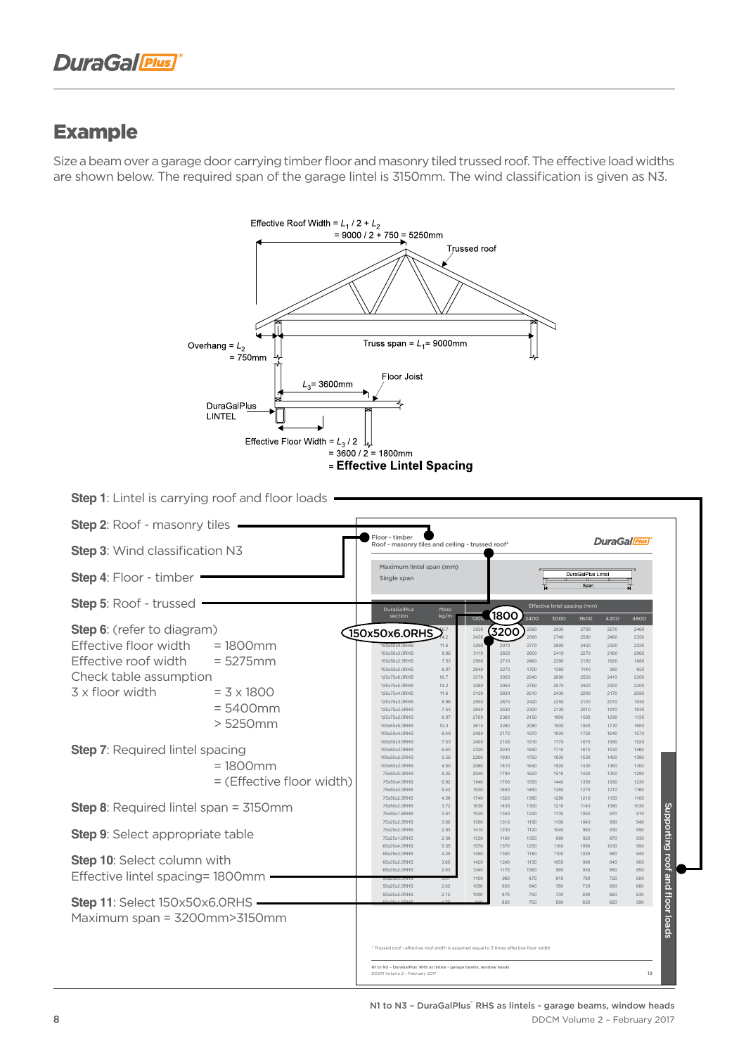## Example

Size a beam over a garage door carrying timber floor and masonry tiled trussed roof. The effective load widths are shown below. The required span of the garage lintel is 3150mm. The wind classification is given as N3.

Effective Roof Width = $L_1 / 2 + L_2$
= 9000 / 2 + 750 = 5250mm

Trussed roof

Overhang = $L_2$
= 750mm

Truss span = $L_1$= 9000mm

$L_3$= 3600mm

Floor Joist

DuraGalPlus LINTEL

Effective Floor Width = $L_3 / 2$
= 3600 / 2 = 1800mm
= **Effective Lintel Spacing**

**Step 1**: Lintel is carrying roof and floor loads

**Step 2**: Roof - masonry tiles

**Step 3**: Wind classification N3

**Step 4**: Floor - timber

**Step 5**: Roof - trussed

**Step 6**: (refer to diagram)
Effective floor width = 1800mm
Effective roof width = 5275mm
Check table assumption
3 x floor width = 3 x 1800
= 5400mm
> 5250mm

**Step 7**: Required lintel spacing
= 1800mm
= (Effective floor width)

**Step 8**: Required lintel span = 3150mm

**Step 9**: Select appropriate table

**Step 10**: Select column with
Effective lintel spacing= 1800mm

**Step 11**: Select 150x50x6.0RHS
Maximum span = 3200mm>3150mm

Floor - timber
Roof - masonry tiles and ceiling - trussed roof*

Maximum lintel span (mm)
Single span

| DuraGalPlus section | Mass kg/m | 1200 | 1800 | 2400 | 3000 | 3600 | 4200 | 4800 |
|---|---|---|---|---|---|---|---|---|
| 150x50x6.0RHS | | | 3200 | | | | | |

* Trussed roof - effective roof width is assumed equal to 3 times effective floor width

Supporting roof and floor loads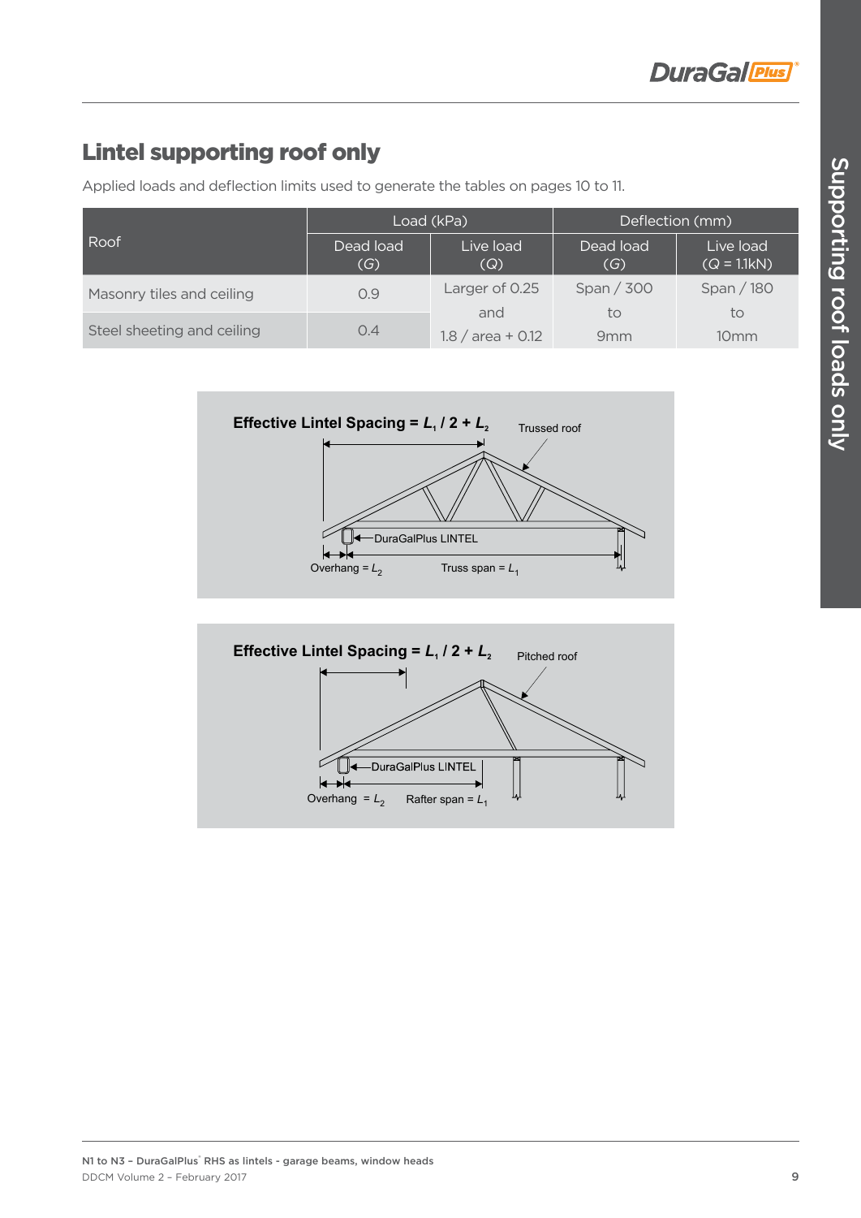# Lintel supporting roof only

Applied loads and deflection limits used to generate the tables on pages 10 to 11.

| Roof | Load (kPa) | | Deflection (mm) | |
|---|---|---|---|---|
| | Dead load (*G*) | Live load (*Q*) | Dead load (*G*) | Live load (*Q* = 1.1kN) |
| Masonry tiles and ceiling | 0.9 | Larger of 0.25 and 1.8 / area + 0.12 | Span / 300 to 9mm | Span / 180 to 10mm |
| Steel sheeting and ceiling | 0.4 | | | |

**Effective Lintel Spacing = $L_1 / 2 + L_2$**

Trussed roof

DuraGalPlus LINTEL

Overhang = $L_2$ Truss span = $L_1$

**Effective Lintel Spacing = $L_1 / 2 + L_2$**

Pitched roof

DuraGalPlus LINTEL

Overhang = $L_2$ Rafter span = $L_1$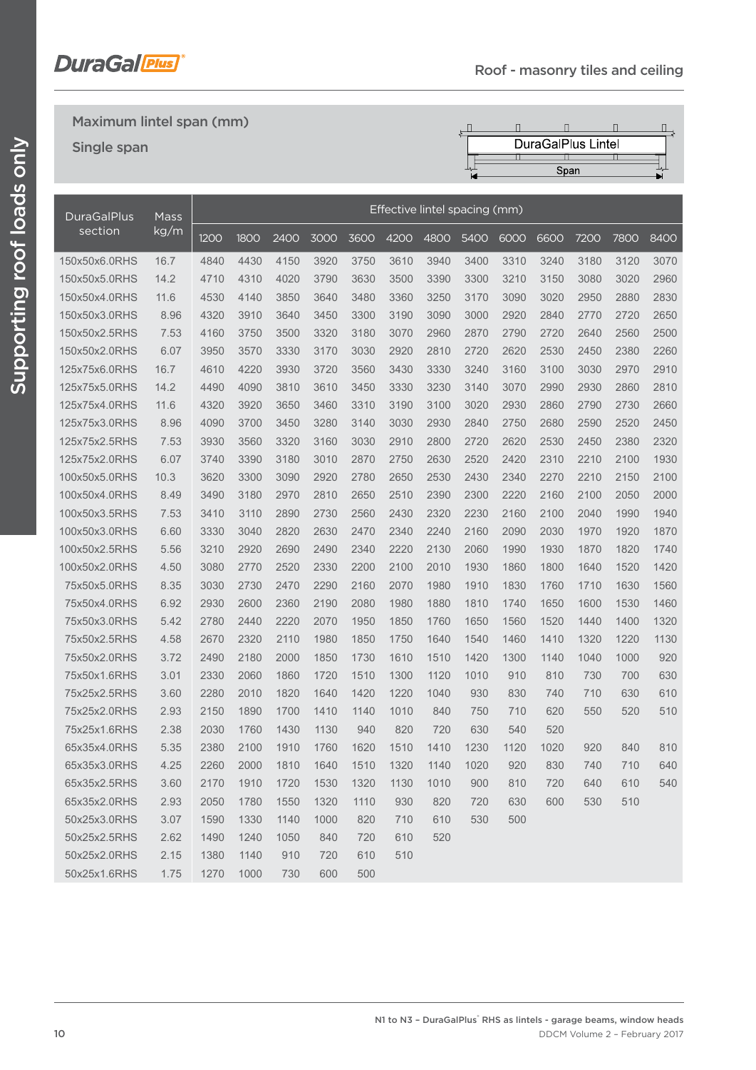## Roof - masonry tiles and ceiling

### Maximum lintel span (mm)

### Single span

DuraGalPlus Lintel

Span

| DuraGalPlus section | Mass kg/m | Effective lintel spacing (mm) | | | | | | | | | | | | |
|---|---|---|---|---|---|---|---|---|---|---|---|---|---|---|
| | | 1200 | 1800 | 2400 | 3000 | 3600 | 4200 | 4800 | 5400 | 6000 | 6600 | 7200 | 7800 | 8400 |
| 150x50x6.0RHS | 16.7 | 4840 | 4430 | 4150 | 3920 | 3750 | 3610 | 3940 | 3400 | 3310 | 3240 | 3180 | 3120 | 3070 |
| 150x50x5.0RHS | 14.2 | 4710 | 4310 | 4020 | 3790 | 3630 | 3500 | 3390 | 3300 | 3210 | 3150 | 3080 | 3020 | 2960 |
| 150x50x4.0RHS | 11.6 | 4530 | 4140 | 3850 | 3640 | 3480 | 3360 | 3250 | 3170 | 3090 | 3020 | 2950 | 2880 | 2830 |
| 150x50x3.0RHS | 8.96 | 4320 | 3910 | 3640 | 3450 | 3300 | 3190 | 3090 | 3000 | 2920 | 2840 | 2770 | 2720 | 2650 |
| 150x50x2.5RHS | 7.53 | 4160 | 3750 | 3500 | 3320 | 3180 | 3070 | 2960 | 2870 | 2790 | 2720 | 2640 | 2560 | 2500 |
| 150x50x2.0RHS | 6.07 | 3950 | 3570 | 3330 | 3170 | 3030 | 2920 | 2810 | 2720 | 2620 | 2530 | 2450 | 2380 | 2260 |
| 125x75x6.0RHS | 16.7 | 4610 | 4220 | 3930 | 3720 | 3560 | 3430 | 3330 | 3240 | 3160 | 3100 | 3030 | 2970 | 2910 |
| 125x75x5.0RHS | 14.2 | 4490 | 4090 | 3810 | 3610 | 3450 | 3330 | 3230 | 3140 | 3070 | 2990 | 2930 | 2860 | 2810 |
| 125x75x4.0RHS | 11.6 | 4320 | 3920 | 3650 | 3460 | 3310 | 3190 | 3100 | 3020 | 2930 | 2860 | 2790 | 2730 | 2660 |
| 125x75x3.0RHS | 8.96 | 4090 | 3700 | 3450 | 3280 | 3140 | 3030 | 2930 | 2840 | 2750 | 2680 | 2590 | 2520 | 2450 |
| 125x75x2.5RHS | 7.53 | 3930 | 3560 | 3320 | 3160 | 3030 | 2910 | 2800 | 2720 | 2620 | 2530 | 2450 | 2380 | 2320 |
| 125x75x2.0RHS | 6.07 | 3740 | 3390 | 3180 | 3010 | 2870 | 2750 | 2630 | 2520 | 2420 | 2310 | 2210 | 2100 | 1930 |
| 100x50x5.0RHS | 10.3 | 3620 | 3300 | 3090 | 2920 | 2780 | 2650 | 2530 | 2430 | 2340 | 2270 | 2210 | 2150 | 2100 |
| 100x50x4.0RHS | 8.49 | 3490 | 3180 | 2970 | 2810 | 2650 | 2510 | 2390 | 2300 | 2220 | 2160 | 2100 | 2050 | 2000 |
| 100x50x3.5RHS | 7.53 | 3410 | 3110 | 2890 | 2730 | 2560 | 2430 | 2320 | 2230 | 2160 | 2100 | 2040 | 1990 | 1940 |
| 100x50x3.0RHS | 6.60 | 3330 | 3040 | 2820 | 2630 | 2470 | 2340 | 2240 | 2160 | 2090 | 2030 | 1970 | 1920 | 1870 |
| 100x50x2.5RHS | 5.56 | 3210 | 2920 | 2690 | 2490 | 2340 | 2220 | 2130 | 2060 | 1990 | 1930 | 1870 | 1820 | 1740 |
| 100x50x2.0RHS | 4.50 | 3080 | 2770 | 2520 | 2330 | 2200 | 2100 | 2010 | 1930 | 1860 | 1800 | 1640 | 1520 | 1420 |
| 75x50x5.0RHS | 8.35 | 3030 | 2730 | 2470 | 2290 | 2160 | 2070 | 1980 | 1910 | 1830 | 1760 | 1710 | 1630 | 1560 |
| 75x50x4.0RHS | 6.92 | 2930 | 2600 | 2360 | 2190 | 2080 | 1980 | 1880 | 1810 | 1740 | 1650 | 1600 | 1530 | 1460 |
| 75x50x3.0RHS | 5.42 | 2780 | 2440 | 2220 | 2070 | 1950 | 1850 | 1760 | 1650 | 1560 | 1520 | 1440 | 1400 | 1320 |
| 75x50x2.5RHS | 4.58 | 2670 | 2320 | 2110 | 1980 | 1850 | 1750 | 1640 | 1540 | 1460 | 1410 | 1320 | 1220 | 1130 |
| 75x50x2.0RHS | 3.72 | 2490 | 2180 | 2000 | 1850 | 1730 | 1610 | 1510 | 1420 | 1300 | 1140 | 1040 | 1000 | 920 |
| 75x50x1.6RHS | 3.01 | 2330 | 2060 | 1860 | 1720 | 1510 | 1300 | 1120 | 1010 | 910 | 810 | 730 | 700 | 630 |
| 75x25x2.5RHS | 3.60 | 2280 | 2010 | 1820 | 1640 | 1420 | 1220 | 1040 | 930 | 830 | 740 | 710 | 630 | 610 |
| 75x25x2.0RHS | 2.93 | 2150 | 1890 | 1700 | 1410 | 1140 | 1010 | 840 | 750 | 710 | 620 | 550 | 520 | 510 |
| 75x25x1.6RHS | 2.38 | 2030 | 1760 | 1430 | 1130 | 940 | 820 | 720 | 630 | 540 | 520 | | | |
| 65x35x4.0RHS | 5.35 | 2380 | 2100 | 1910 | 1760 | 1620 | 1510 | 1410 | 1230 | 1120 | 1020 | 920 | 840 | 810 |
| 65x35x3.0RHS | 4.25 | 2260 | 2000 | 1810 | 1640 | 1510 | 1320 | 1140 | 1020 | 920 | 830 | 740 | 710 | 640 |
| 65x35x2.5RHS | 3.60 | 2170 | 1910 | 1720 | 1530 | 1320 | 1130 | 1010 | 900 | 810 | 720 | 640 | 610 | 540 |
| 65x35x2.0RHS | 2.93 | 2050 | 1780 | 1550 | 1320 | 1110 | 930 | 820 | 720 | 630 | 600 | 530 | 510 | |
| 50x25x3.0RHS | 3.07 | 1590 | 1330 | 1140 | 1000 | 820 | 710 | 610 | 530 | 500 | | | | |
| 50x25x2.5RHS | 2.62 | 1490 | 1240 | 1050 | 840 | 720 | 610 | 520 | | | | | | |
| 50x25x2.0RHS | 2.15 | 1380 | 1140 | 910 | 720 | 610 | 510 | | | | | | | |
| 50x25x1.6RHS | 1.75 | 1270 | 1000 | 730 | 600 | 500 | | | | | | | | |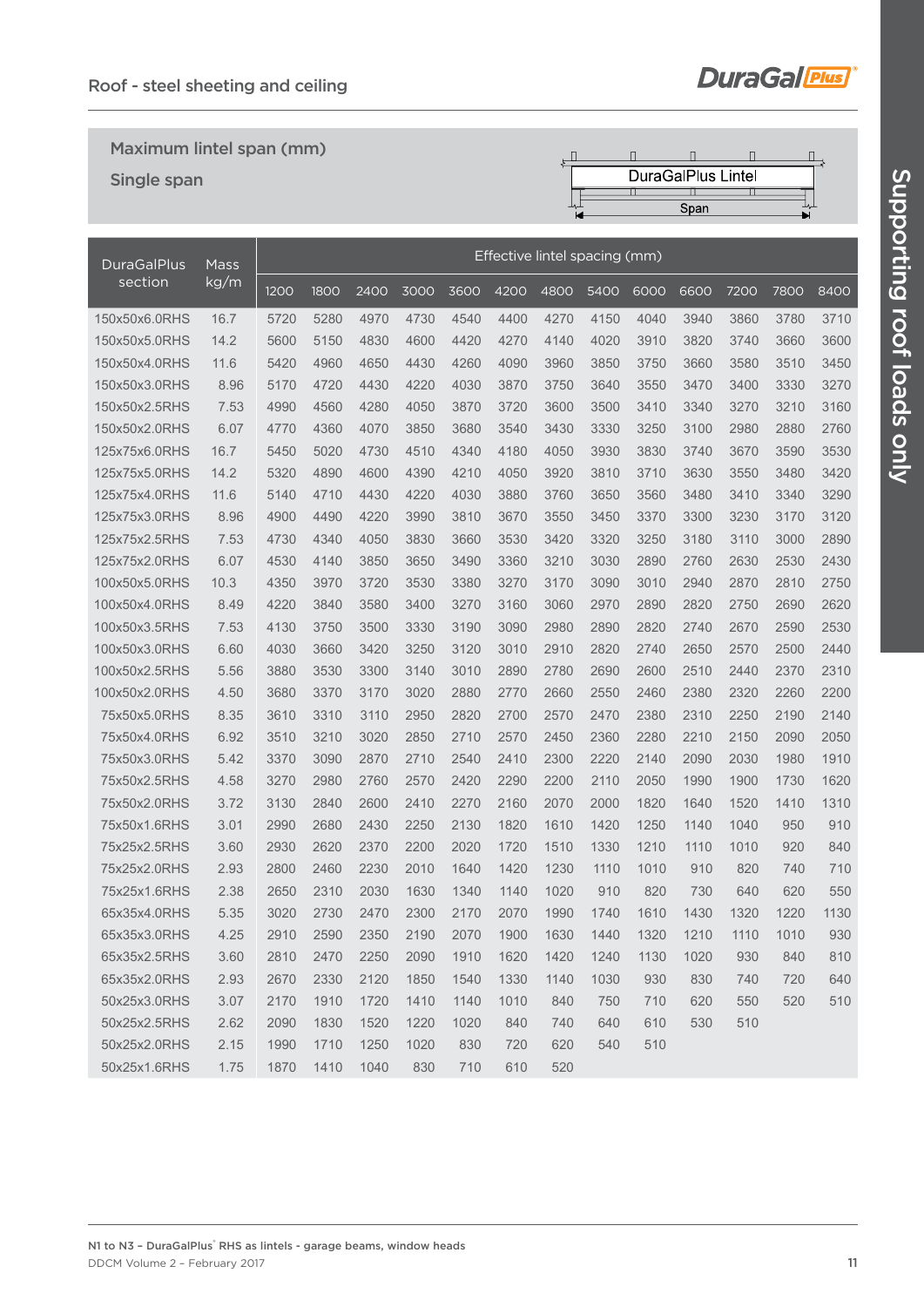## Maximum lintel span (mm)

### Single span

DuraGalPlus Lintel

Span

| DuraGalPlus section | Mass kg/m | Effective lintel spacing (mm) | | | | | | | | | | | | |
|---|---|---|---|---|---|---|---|---|---|---|---|---|---|---|
| | | 1200 | 1800 | 2400 | 3000 | 3600 | 4200 | 4800 | 5400 | 6000 | 6600 | 7200 | 7800 | 8400 |
| 150x50x6.0RHS | 16.7 | 5720 | 5280 | 4970 | 4730 | 4540 | 4400 | 4270 | 4150 | 4040 | 3940 | 3860 | 3780 | 3710 |
| 150x50x5.0RHS | 14.2 | 5600 | 5150 | 4830 | 4600 | 4420 | 4270 | 4140 | 4020 | 3910 | 3820 | 3740 | 3660 | 3600 |
| 150x50x4.0RHS | 11.6 | 5420 | 4960 | 4650 | 4430 | 4260 | 4090 | 3960 | 3850 | 3750 | 3660 | 3580 | 3510 | 3450 |
| 150x50x3.0RHS | 8.96 | 5170 | 4720 | 4430 | 4220 | 4030 | 3870 | 3750 | 3640 | 3550 | 3470 | 3400 | 3330 | 3270 |
| 150x50x2.5RHS | 7.53 | 4990 | 4560 | 4280 | 4050 | 3870 | 3720 | 3600 | 3500 | 3410 | 3340 | 3270 | 3210 | 3160 |
| 150x50x2.0RHS | 6.07 | 4770 | 4360 | 4070 | 3850 | 3680 | 3540 | 3430 | 3330 | 3250 | 3100 | 2980 | 2880 | 2760 |
| 125x75x6.0RHS | 16.7 | 5450 | 5020 | 4730 | 4510 | 4340 | 4180 | 4050 | 3930 | 3830 | 3740 | 3670 | 3590 | 3530 |
| 125x75x5.0RHS | 14.2 | 5320 | 4890 | 4600 | 4390 | 4210 | 4050 | 3920 | 3810 | 3710 | 3630 | 3550 | 3480 | 3420 |
| 125x75x4.0RHS | 11.6 | 5140 | 4710 | 4430 | 4220 | 4030 | 3880 | 3760 | 3650 | 3560 | 3480 | 3410 | 3340 | 3290 |
| 125x75x3.0RHS | 8.96 | 4900 | 4490 | 4220 | 3990 | 3810 | 3670 | 3550 | 3450 | 3370 | 3300 | 3230 | 3170 | 3120 |
| 125x75x2.5RHS | 7.53 | 4730 | 4340 | 4050 | 3830 | 3660 | 3530 | 3420 | 3320 | 3250 | 3180 | 3110 | 3000 | 2890 |
| 125x75x2.0RHS | 6.07 | 4530 | 4140 | 3850 | 3650 | 3490 | 3360 | 3210 | 3030 | 2890 | 2760 | 2630 | 2530 | 2430 |
| 100x50x5.0RHS | 10.3 | 4350 | 3970 | 3720 | 3530 | 3380 | 3270 | 3170 | 3090 | 3010 | 2940 | 2870 | 2810 | 2750 |
| 100x50x4.0RHS | 8.49 | 4220 | 3840 | 3580 | 3400 | 3270 | 3160 | 3060 | 2970 | 2890 | 2820 | 2750 | 2690 | 2620 |
| 100x50x3.5RHS | 7.53 | 4130 | 3750 | 3500 | 3330 | 3190 | 3090 | 2980 | 2890 | 2820 | 2740 | 2670 | 2590 | 2530 |
| 100x50x3.0RHS | 6.60 | 4030 | 3660 | 3420 | 3250 | 3120 | 3010 | 2910 | 2820 | 2740 | 2650 | 2570 | 2500 | 2440 |
| 100x50x2.5RHS | 5.56 | 3880 | 3530 | 3300 | 3140 | 3010 | 2890 | 2780 | 2690 | 2600 | 2510 | 2440 | 2370 | 2310 |
| 100x50x2.0RHS | 4.50 | 3680 | 3370 | 3170 | 3020 | 2880 | 2770 | 2660 | 2550 | 2460 | 2380 | 2320 | 2260 | 2200 |
| 75x50x5.0RHS | 8.35 | 3610 | 3310 | 3110 | 2950 | 2820 | 2700 | 2570 | 2470 | 2380 | 2310 | 2250 | 2190 | 2140 |
| 75x50x4.0RHS | 6.92 | 3510 | 3210 | 3020 | 2850 | 2710 | 2570 | 2450 | 2360 | 2280 | 2210 | 2150 | 2090 | 2050 |
| 75x50x3.0RHS | 5.42 | 3370 | 3090 | 2870 | 2710 | 2540 | 2410 | 2300 | 2220 | 2140 | 2090 | 2030 | 1980 | 1910 |
| 75x50x2.5RHS | 4.58 | 3270 | 2980 | 2760 | 2570 | 2420 | 2290 | 2200 | 2110 | 2050 | 1990 | 1900 | 1730 | 1620 |
| 75x50x2.0RHS | 3.72 | 3130 | 2840 | 2600 | 2410 | 2270 | 2160 | 2070 | 2000 | 1820 | 1640 | 1520 | 1410 | 1310 |
| 75x50x1.6RHS | 3.01 | 2990 | 2680 | 2430 | 2250 | 2130 | 1820 | 1610 | 1420 | 1250 | 1140 | 1040 | 950 | 910 |
| 75x25x2.5RHS | 3.60 | 2930 | 2620 | 2370 | 2200 | 2020 | 1720 | 1510 | 1330 | 1210 | 1110 | 1010 | 920 | 840 |
| 75x25x2.0RHS | 2.93 | 2800 | 2460 | 2230 | 2010 | 1640 | 1420 | 1230 | 1110 | 1010 | 910 | 820 | 740 | 710 |
| 75x25x1.6RHS | 2.38 | 2650 | 2310 | 2030 | 1630 | 1340 | 1140 | 1020 | 910 | 820 | 730 | 640 | 620 | 550 |
| 65x35x4.0RHS | 5.35 | 3020 | 2730 | 2470 | 2300 | 2170 | 2070 | 1990 | 1740 | 1610 | 1430 | 1320 | 1220 | 1130 |
| 65x35x3.0RHS | 4.25 | 2910 | 2590 | 2350 | 2190 | 2070 | 1900 | 1630 | 1440 | 1320 | 1210 | 1110 | 1010 | 930 |
| 65x35x2.5RHS | 3.60 | 2810 | 2470 | 2250 | 2090 | 1910 | 1620 | 1420 | 1240 | 1130 | 1020 | 930 | 840 | 810 |
| 65x35x2.0RHS | 2.93 | 2670 | 2330 | 2120 | 1850 | 1540 | 1330 | 1140 | 1030 | 930 | 830 | 740 | 720 | 640 |
| 50x25x3.0RHS | 3.07 | 2170 | 1910 | 1720 | 1410 | 1140 | 1010 | 840 | 750 | 710 | 620 | 550 | 520 | 510 |
| 50x25x2.5RHS | 2.62 | 2090 | 1830 | 1520 | 1220 | 1020 | 840 | 740 | 640 | 610 | 530 | 510 | | |
| 50x25x2.0RHS | 2.15 | 1990 | 1710 | 1250 | 1020 | 830 | 720 | 620 | 540 | 510 | | | | |
| 50x25x1.6RHS | 1.75 | 1870 | 1410 | 1040 | 830 | 710 | 610 | 520 | | | | | | |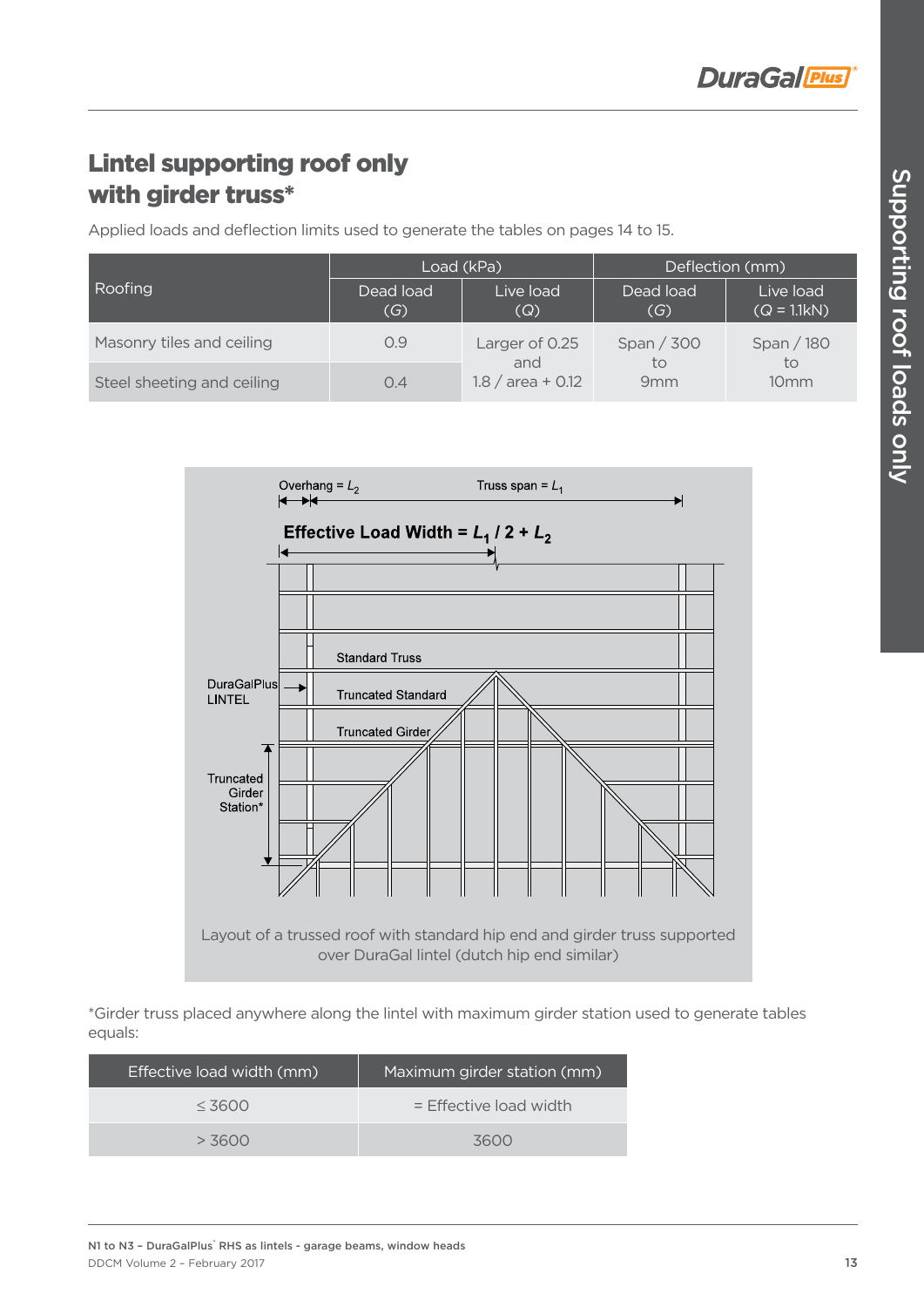# Lintel supporting roof only with girder truss*

Applied loads and deflection limits used to generate the tables on pages 14 to 15.

| Roofing | Load (kPa) | | Deflection (mm) | |
|---|---|---|---|---|
| | Dead load ($G$) | Live load ($Q$) | Dead load ($G$) | Live load ($Q$ = 1.1kN) |
| Masonry tiles and ceiling | 0.9 | Larger of 0.25 and 1.8 / area + 0.12 | Span / 300 to 9mm | Span / 180 to 10mm |
| Steel sheeting and ceiling | 0.4 | | | |

Overhang = $L_2$

Truss span = $L_1$

Effective Load Width = $L_1$ / 2 + $L_2$

Standard Truss

DuraGalPlus LINTEL

Truncated Standard

Truncated Girder

Truncated Girder Station*

Layout of a trussed roof with standard hip end and girder truss supported over DuraGal lintel (dutch hip end similar)

*Girder truss placed anywhere along the lintel with maximum girder station used to generate tables equals:

| Effective load width (mm) | Maximum girder station (mm) |
|---|---|
| ≤ 3600 | = Effective load width |
| > 3600 | 3600 |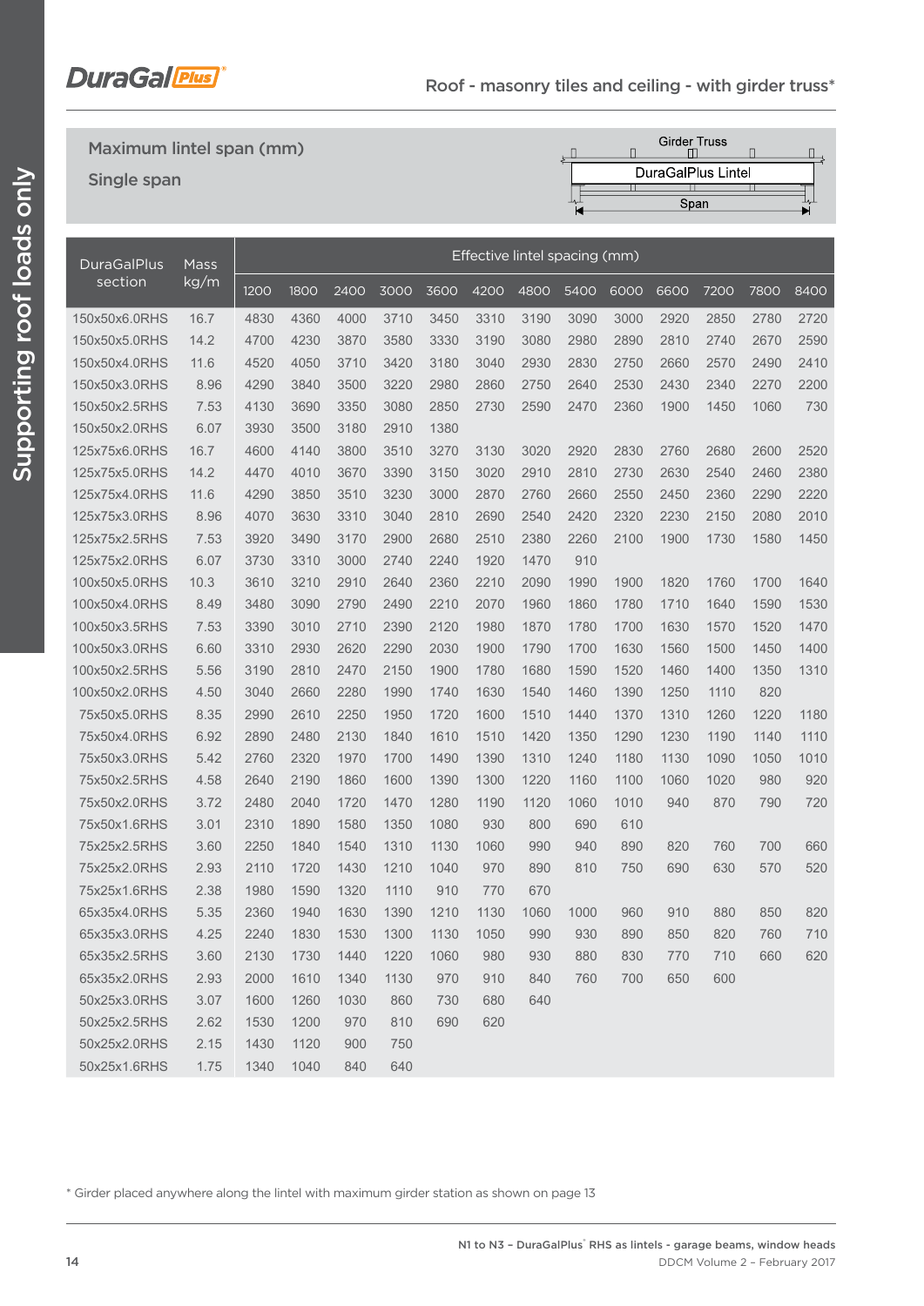## Roof - masonry tiles and ceiling - with girder truss*

**Maximum lintel span (mm)**

**Single span**

Girder Truss
DuraGalPlus Lintel
Span

| DuraGalPlus section | Mass kg/m | Effective lintel spacing (mm) | | | | | | | | | | | | |
|---|---|---|---|---|---|---|---|---|---|---|---|---|---|---|
| | | 1200 | 1800 | 2400 | 3000 | 3600 | 4200 | 4800 | 5400 | 6000 | 6600 | 7200 | 7800 | 8400 |
| 150x50x6.0RHS | 16.7 | 4830 | 4360 | 4000 | 3710 | 3450 | 3310 | 3190 | 3090 | 3000 | 2920 | 2850 | 2780 | 2720 |
| 150x50x5.0RHS | 14.2 | 4700 | 4230 | 3870 | 3580 | 3330 | 3190 | 3080 | 2980 | 2890 | 2810 | 2740 | 2670 | 2590 |
| 150x50x4.0RHS | 11.6 | 4520 | 4050 | 3710 | 3420 | 3180 | 3040 | 2930 | 2830 | 2750 | 2660 | 2570 | 2490 | 2410 |
| 150x50x3.0RHS | 8.96 | 4290 | 3840 | 3500 | 3220 | 2980 | 2860 | 2750 | 2640 | 2530 | 2430 | 2340 | 2270 | 2200 |
| 150x50x2.5RHS | 7.53 | 4130 | 3690 | 3350 | 3080 | 2850 | 2730 | 2590 | 2470 | 2360 | 1900 | 1450 | 1060 | 730 |
| 150x50x2.0RHS | 6.07 | 3930 | 3500 | 3180 | 2910 | 1380 | | | | | | | | |
| 125x75x6.0RHS | 16.7 | 4600 | 4140 | 3800 | 3510 | 3270 | 3130 | 3020 | 2920 | 2830 | 2760 | 2680 | 2600 | 2520 |
| 125x75x5.0RHS | 14.2 | 4470 | 4010 | 3670 | 3390 | 3150 | 3020 | 2910 | 2810 | 2730 | 2630 | 2540 | 2460 | 2380 |
| 125x75x4.0RHS | 11.6 | 4290 | 3850 | 3510 | 3230 | 3000 | 2870 | 2760 | 2660 | 2550 | 2450 | 2360 | 2290 | 2220 |
| 125x75x3.0RHS | 8.96 | 4070 | 3630 | 3310 | 3040 | 2810 | 2690 | 2540 | 2420 | 2320 | 2230 | 2150 | 2080 | 2010 |
| 125x75x2.5RHS | 7.53 | 3920 | 3490 | 3170 | 2900 | 2680 | 2510 | 2380 | 2260 | 2100 | 1900 | 1730 | 1580 | 1450 |
| 125x75x2.0RHS | 6.07 | 3730 | 3310 | 3000 | 2740 | 2240 | 1920 | 1470 | 910 | | | | | |
| 100x50x5.0RHS | 10.3 | 3610 | 3210 | 2910 | 2640 | 2360 | 2210 | 2090 | 1990 | 1900 | 1820 | 1760 | 1700 | 1640 |
| 100x50x4.0RHS | 8.49 | 3480 | 3090 | 2790 | 2490 | 2210 | 2070 | 1960 | 1860 | 1780 | 1710 | 1640 | 1590 | 1530 |
| 100x50x3.5RHS | 7.53 | 3390 | 3010 | 2710 | 2390 | 2120 | 1980 | 1870 | 1780 | 1700 | 1630 | 1570 | 1520 | 1470 |
| 100x50x3.0RHS | 6.60 | 3310 | 2930 | 2620 | 2290 | 2030 | 1900 | 1790 | 1700 | 1630 | 1560 | 1500 | 1450 | 1400 |
| 100x50x2.5RHS | 5.56 | 3190 | 2810 | 2470 | 2150 | 1900 | 1780 | 1680 | 1590 | 1520 | 1460 | 1400 | 1350 | 1310 |
| 100x50x2.0RHS | 4.50 | 3040 | 2660 | 2280 | 1990 | 1740 | 1630 | 1540 | 1460 | 1390 | 1250 | 1110 | 820 | |
| 75x50x5.0RHS | 8.35 | 2990 | 2610 | 2250 | 1950 | 1720 | 1600 | 1510 | 1440 | 1370 | 1310 | 1260 | 1220 | 1180 |
| 75x50x4.0RHS | 6.92 | 2890 | 2480 | 2130 | 1840 | 1610 | 1510 | 1420 | 1350 | 1290 | 1230 | 1190 | 1140 | 1110 |
| 75x50x3.0RHS | 5.42 | 2760 | 2320 | 1970 | 1700 | 1490 | 1390 | 1310 | 1240 | 1180 | 1130 | 1090 | 1050 | 1010 |
| 75x50x2.5RHS | 4.58 | 2640 | 2190 | 1860 | 1600 | 1390 | 1300 | 1220 | 1160 | 1100 | 1060 | 1020 | 980 | 920 |
| 75x50x2.0RHS | 3.72 | 2480 | 2040 | 1720 | 1470 | 1280 | 1190 | 1120 | 1060 | 1010 | 940 | 870 | 790 | 720 |
| 75x50x1.6RHS | 3.01 | 2310 | 1890 | 1580 | 1350 | 1080 | 930 | 800 | 690 | 610 | | | | |
| 75x25x2.5RHS | 3.60 | 2250 | 1840 | 1540 | 1310 | 1130 | 1060 | 990 | 940 | 890 | 820 | 760 | 700 | 660 |
| 75x25x2.0RHS | 2.93 | 2110 | 1720 | 1430 | 1210 | 1040 | 970 | 890 | 810 | 750 | 690 | 630 | 570 | 520 |
| 75x25x1.6RHS | 2.38 | 1980 | 1590 | 1320 | 1110 | 910 | 770 | 670 | | | | | | |
| 65x35x4.0RHS | 5.35 | 2360 | 1940 | 1630 | 1390 | 1210 | 1130 | 1060 | 1000 | 960 | 910 | 880 | 850 | 820 |
| 65x35x3.0RHS | 4.25 | 2240 | 1830 | 1530 | 1300 | 1130 | 1050 | 990 | 930 | 890 | 850 | 820 | 760 | 710 |
| 65x35x2.5RHS | 3.60 | 2130 | 1730 | 1440 | 1220 | 1060 | 980 | 930 | 880 | 830 | 770 | 710 | 660 | 620 |
| 65x35x2.0RHS | 2.93 | 2000 | 1610 | 1340 | 1130 | 970 | 910 | 840 | 760 | 700 | 650 | 600 | | |
| 50x25x3.0RHS | 3.07 | 1600 | 1260 | 1030 | 860 | 730 | 680 | 640 | | | | | | |
| 50x25x2.5RHS | 2.62 | 1530 | 1200 | 970 | 810 | 690 | 620 | | | | | | | |
| 50x25x2.0RHS | 2.15 | 1430 | 1120 | 900 | 750 | | | | | | | | | |
| 50x25x1.6RHS | 1.75 | 1340 | 1040 | 840 | 640 | | | | | | | | | |

\* Girder placed anywhere along the lintel with maximum girder station as shown on page 13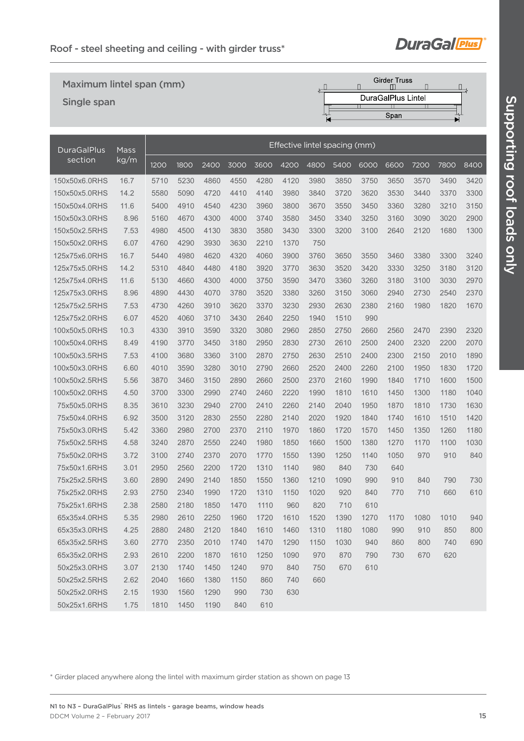## Roof - steel sheeting and ceiling - with girder truss*

### Maximum lintel span (mm)

### Single span

Girder Truss

DuraGalPlus Lintel

Span

| DuraGalPlus section | Mass kg/m | Effective lintel spacing (mm) | | | | | | | | | | | | |
|---|---|---|---|---|---|---|---|---|---|---|---|---|---|---|
| | | 1200 | 1800 | 2400 | 3000 | 3600 | 4200 | 4800 | 5400 | 6000 | 6600 | 7200 | 7800 | 8400 |
| 150x50x6.0RHS | 16.7 | 5710 | 5230 | 4860 | 4550 | 4280 | 4120 | 3980 | 3850 | 3750 | 3650 | 3570 | 3490 | 3420 |
| 150x50x5.0RHS | 14.2 | 5580 | 5090 | 4720 | 4410 | 4140 | 3980 | 3840 | 3720 | 3620 | 3530 | 3440 | 3370 | 3300 |
| 150x50x4.0RHS | 11.6 | 5400 | 4910 | 4540 | 4230 | 3960 | 3800 | 3670 | 3550 | 3450 | 3360 | 3280 | 3210 | 3150 |
| 150x50x3.0RHS | 8.96 | 5160 | 4670 | 4300 | 4000 | 3740 | 3580 | 3450 | 3340 | 3250 | 3160 | 3090 | 3020 | 2900 |
| 150x50x2.5RHS | 7.53 | 4980 | 4500 | 4130 | 3830 | 3580 | 3430 | 3300 | 3200 | 3100 | 2640 | 2120 | 1680 | 1300 |
| 150x50x2.0RHS | 6.07 | 4760 | 4290 | 3930 | 3630 | 2210 | 1370 | 750 | | | | | | |
| 125x75x6.0RHS | 16.7 | 5440 | 4980 | 4620 | 4320 | 4060 | 3900 | 3760 | 3650 | 3550 | 3460 | 3380 | 3300 | 3240 |
| 125x75x5.0RHS | 14.2 | 5310 | 4840 | 4480 | 4180 | 3920 | 3770 | 3630 | 3520 | 3420 | 3330 | 3250 | 3180 | 3120 |
| 125x75x4.0RHS | 11.6 | 5130 | 4660 | 4300 | 4000 | 3750 | 3590 | 3470 | 3360 | 3260 | 3180 | 3100 | 3030 | 2970 |
| 125x75x3.0RHS | 8.96 | 4890 | 4430 | 4070 | 3780 | 3520 | 3380 | 3260 | 3150 | 3060 | 2940 | 2730 | 2540 | 2370 |
| 125x75x2.5RHS | 7.53 | 4730 | 4260 | 3910 | 3620 | 3370 | 3230 | 2930 | 2630 | 2380 | 2160 | 1980 | 1820 | 1670 |
| 125x75x2.0RHS | 6.07 | 4520 | 4060 | 3710 | 3430 | 2640 | 2250 | 1940 | 1510 | 990 | | | | |
| 100x50x5.0RHS | 10.3 | 4330 | 3910 | 3590 | 3320 | 3080 | 2960 | 2850 | 2750 | 2660 | 2560 | 2470 | 2390 | 2320 |
| 100x50x4.0RHS | 8.49 | 4190 | 3770 | 3450 | 3180 | 2950 | 2830 | 2730 | 2610 | 2500 | 2400 | 2320 | 2200 | 2070 |
| 100x50x3.5RHS | 7.53 | 4100 | 3680 | 3360 | 3100 | 2870 | 2750 | 2630 | 2510 | 2400 | 2300 | 2150 | 2010 | 1890 |
| 100x50x3.0RHS | 6.60 | 4010 | 3590 | 3280 | 3010 | 2790 | 2660 | 2520 | 2400 | 2260 | 2100 | 1950 | 1830 | 1720 |
| 100x50x2.5RHS | 5.56 | 3870 | 3460 | 3150 | 2890 | 2660 | 2500 | 2370 | 2160 | 1990 | 1840 | 1710 | 1600 | 1500 |
| 100x50x2.0RHS | 4.50 | 3700 | 3300 | 2990 | 2740 | 2460 | 2220 | 1990 | 1810 | 1610 | 1450 | 1300 | 1180 | 1040 |
| 75x50x5.0RHS | 8.35 | 3610 | 3230 | 2940 | 2700 | 2410 | 2260 | 2140 | 2040 | 1950 | 1870 | 1810 | 1730 | 1630 |
| 75x50x4.0RHS | 6.92 | 3500 | 3120 | 2830 | 2550 | 2280 | 2140 | 2020 | 1920 | 1840 | 1740 | 1610 | 1510 | 1420 |
| 75x50x3.0RHS | 5.42 | 3360 | 2980 | 2700 | 2370 | 2110 | 1970 | 1860 | 1720 | 1570 | 1450 | 1350 | 1260 | 1180 |
| 75x50x2.5RHS | 4.58 | 3240 | 2870 | 2550 | 2240 | 1980 | 1850 | 1660 | 1500 | 1380 | 1270 | 1170 | 1100 | 1030 |
| 75x50x2.0RHS | 3.72 | 3100 | 2740 | 2370 | 2070 | 1770 | 1550 | 1390 | 1250 | 1140 | 1050 | 970 | 910 | 840 |
| 75x50x1.6RHS | 3.01 | 2950 | 2560 | 2200 | 1720 | 1310 | 1140 | 980 | 840 | 730 | 640 | | | |
| 75x25x2.5RHS | 3.60 | 2890 | 2490 | 2140 | 1850 | 1550 | 1360 | 1210 | 1090 | 990 | 910 | 840 | 790 | 730 |
| 75x25x2.0RHS | 2.93 | 2750 | 2340 | 1990 | 1720 | 1310 | 1150 | 1020 | 920 | 840 | 770 | 710 | 660 | 610 |
| 75x25x1.6RHS | 2.38 | 2580 | 2180 | 1850 | 1470 | 1110 | 960 | 820 | 710 | 610 | | | | |
| 65x35x4.0RHS | 5.35 | 2980 | 2610 | 2250 | 1960 | 1720 | 1610 | 1520 | 1390 | 1270 | 1170 | 1080 | 1010 | 940 |
| 65x35x3.0RHS | 4.25 | 2880 | 2480 | 2120 | 1840 | 1610 | 1460 | 1310 | 1180 | 1080 | 990 | 910 | 850 | 800 |
| 65x35x2.5RHS | 3.60 | 2770 | 2350 | 2010 | 1740 | 1470 | 1290 | 1150 | 1030 | 940 | 860 | 800 | 740 | 690 |
| 65x35x2.0RHS | 2.93 | 2610 | 2200 | 1870 | 1610 | 1250 | 1090 | 970 | 870 | 790 | 730 | 670 | 620 | |
| 50x25x3.0RHS | 3.07 | 2130 | 1740 | 1450 | 1240 | 970 | 840 | 750 | 670 | 610 | | | | |
| 50x25x2.5RHS | 2.62 | 2040 | 1660 | 1380 | 1150 | 860 | 740 | 660 | | | | | | |
| 50x25x2.0RHS | 2.15 | 1930 | 1560 | 1290 | 990 | 730 | 630 | | | | | | | |
| 50x25x1.6RHS | 1.75 | 1810 | 1450 | 1190 | 840 | 610 | | | | | | | | |

* Girder placed anywhere along the lintel with maximum girder station as shown on page 13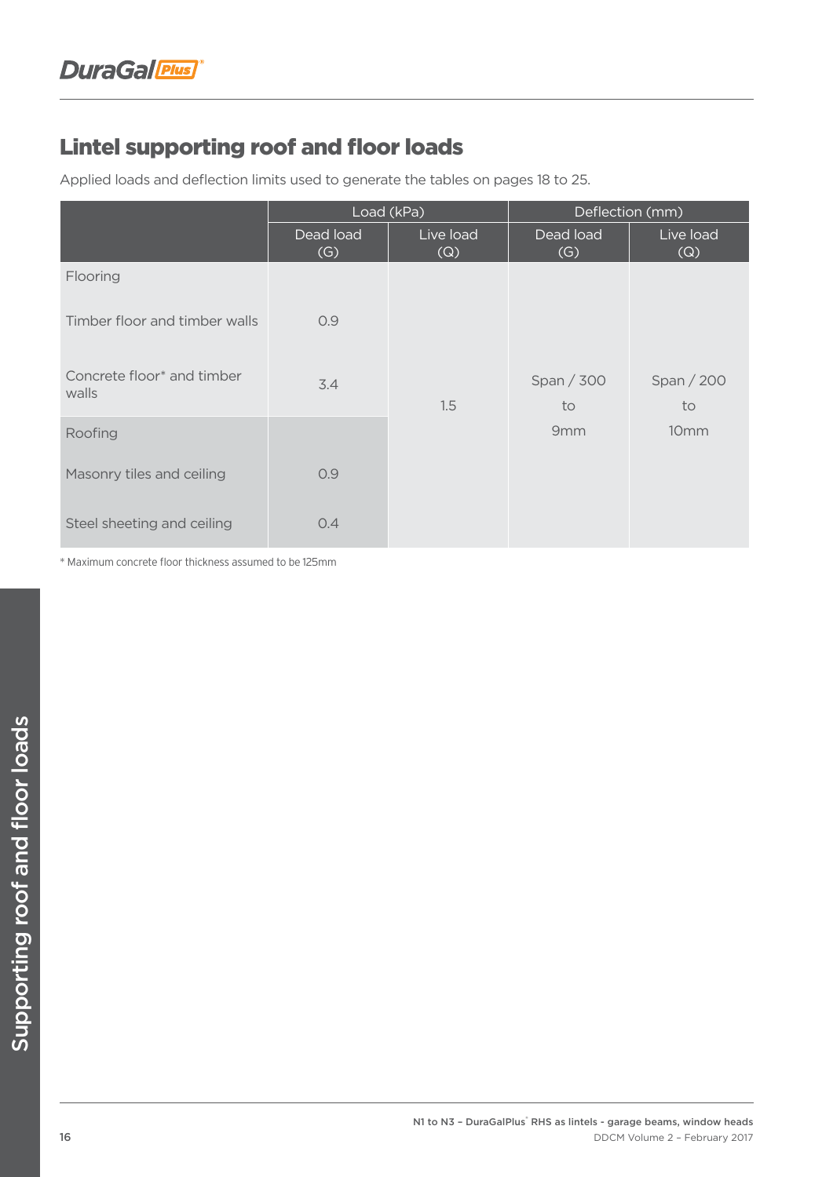## Lintel supporting roof and floor loads

Applied loads and deflection limits used to generate the tables on pages 18 to 25.

| | Load (kPa) | | Deflection (mm) | |
|---|---|---|---|---|
| | Dead load (G) | Live load (Q) | Dead load (G) | Live load (Q) |
| Flooring | | | | |
| Timber floor and timber walls | 0.9 | 1.5 | Span / 300 to 9mm | Span / 200 to 10mm |
| Concrete floor* and timber walls | 3.4 | | | |
| Roofing | | | | |
| Masonry tiles and ceiling | 0.9 | | | |
| Steel sheeting and ceiling | 0.4 | | | |

* Maximum concrete floor thickness assumed to be 125mm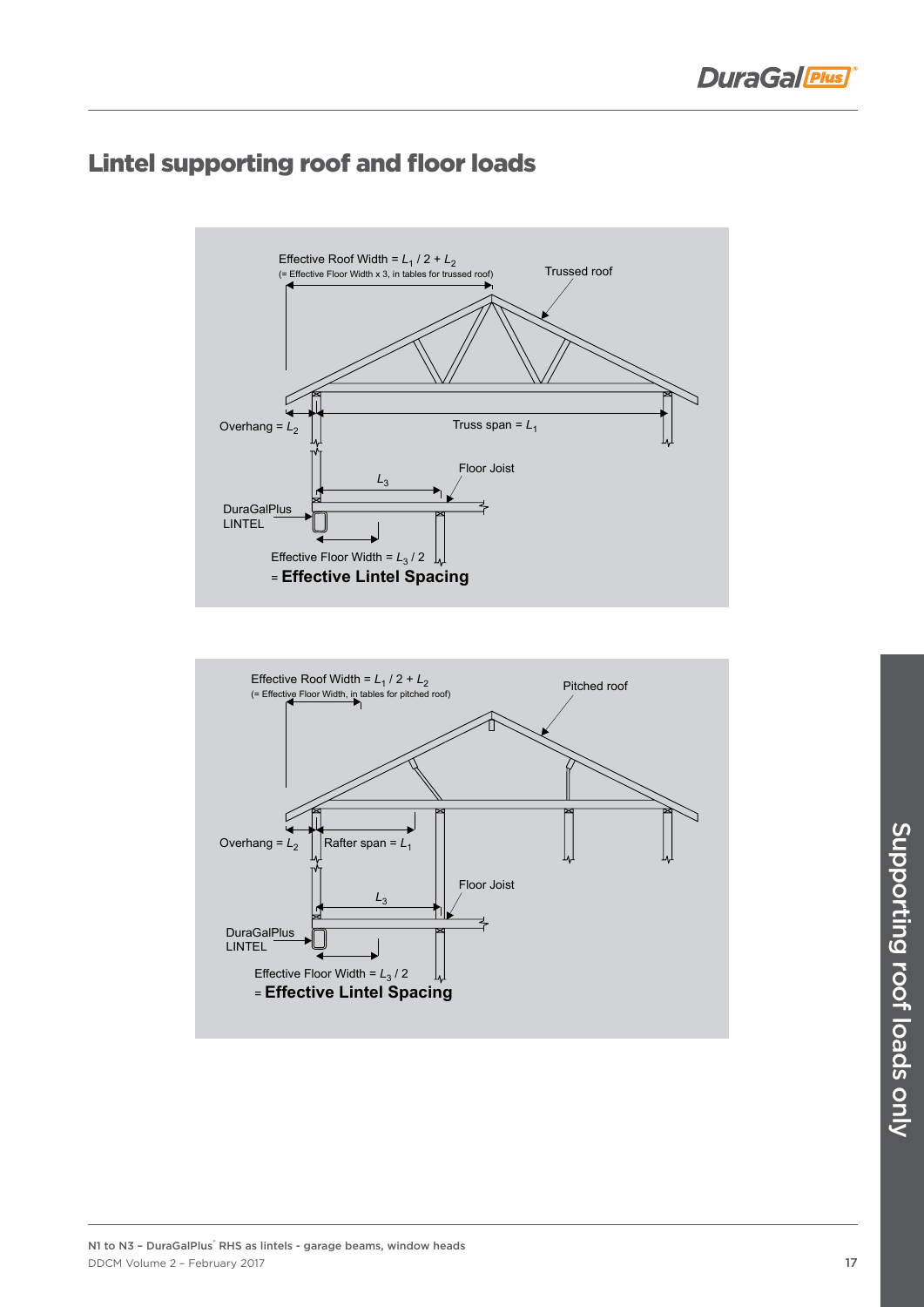## Lintel supporting roof and floor loads

Effective Roof Width = $L_1 / 2 + L_2$
(= Effective Floor Width x 3, in tables for trussed roof)

Trussed roof

Overhang = $L_2$

Truss span = $L_1$

Floor Joist

$L_3$

DuraGalPlus LINTEL

Effective Floor Width = $L_3 / 2$
= **Effective Lintel Spacing**

Effective Roof Width = $L_1 / 2 + L_2$
(= Effective Floor Width, in tables for pitched roof)

Pitched roof

Overhang = $L_2$

Rafter span = $L_1$

Floor Joist

$L_3$

DuraGalPlus LINTEL

Effective Floor Width = $L_3 / 2$
= **Effective Lintel Spacing**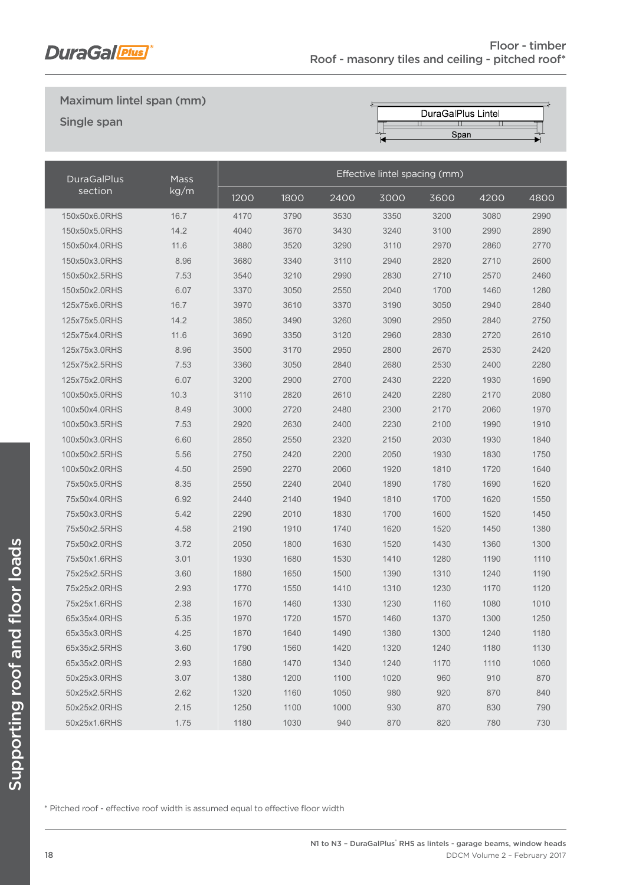# Floor - timber
## Roof - masonry tiles and ceiling - pitched roof*

### Maximum lintel span (mm)

### Single span

| DuraGalPlus section | Mass kg/m | Effective lintel spacing (mm) | | | | | | |
|---|---|---|---|---|---|---|---|---|
| | | 1200 | 1800 | 2400 | 3000 | 3600 | 4200 | 4800 |
| 150x50x6.0RHS | 16.7 | 4170 | 3790 | 3530 | 3350 | 3200 | 3080 | 2990 |
| 150x50x5.0RHS | 14.2 | 4040 | 3670 | 3430 | 3240 | 3100 | 2990 | 2890 |
| 150x50x4.0RHS | 11.6 | 3880 | 3520 | 3290 | 3110 | 2970 | 2860 | 2770 |
| 150x50x3.0RHS | 8.96 | 3680 | 3340 | 3110 | 2940 | 2820 | 2710 | 2600 |
| 150x50x2.5RHS | 7.53 | 3540 | 3210 | 2990 | 2830 | 2710 | 2570 | 2460 |
| 150x50x2.0RHS | 6.07 | 3370 | 3050 | 2550 | 2040 | 1700 | 1460 | 1280 |
| 125x75x6.0RHS | 16.7 | 3970 | 3610 | 3370 | 3190 | 3050 | 2940 | 2840 |
| 125x75x5.0RHS | 14.2 | 3850 | 3490 | 3260 | 3090 | 2950 | 2840 | 2750 |
| 125x75x4.0RHS | 11.6 | 3690 | 3350 | 3120 | 2960 | 2830 | 2720 | 2610 |
| 125x75x3.0RHS | 8.96 | 3500 | 3170 | 2950 | 2800 | 2670 | 2530 | 2420 |
| 125x75x2.5RHS | 7.53 | 3360 | 3050 | 2840 | 2680 | 2530 | 2400 | 2280 |
| 125x75x2.0RHS | 6.07 | 3200 | 2900 | 2700 | 2430 | 2220 | 1930 | 1690 |
| 100x50x5.0RHS | 10.3 | 3110 | 2820 | 2610 | 2420 | 2280 | 2170 | 2080 |
| 100x50x4.0RHS | 8.49 | 3000 | 2720 | 2480 | 2300 | 2170 | 2060 | 1970 |
| 100x50x3.5RHS | 7.53 | 2920 | 2630 | 2400 | 2230 | 2100 | 1990 | 1910 |
| 100x50x3.0RHS | 6.60 | 2850 | 2550 | 2320 | 2150 | 2030 | 1930 | 1840 |
| 100x50x2.5RHS | 5.56 | 2750 | 2420 | 2200 | 2050 | 1930 | 1830 | 1750 |
| 100x50x2.0RHS | 4.50 | 2590 | 2270 | 2060 | 1920 | 1810 | 1720 | 1640 |
| 75x50x5.0RHS | 8.35 | 2550 | 2240 | 2040 | 1890 | 1780 | 1690 | 1620 |
| 75x50x4.0RHS | 6.92 | 2440 | 2140 | 1940 | 1810 | 1700 | 1620 | 1550 |
| 75x50x3.0RHS | 5.42 | 2290 | 2010 | 1830 | 1700 | 1600 | 1520 | 1450 |
| 75x50x2.5RHS | 4.58 | 2190 | 1910 | 1740 | 1620 | 1520 | 1450 | 1380 |
| 75x50x2.0RHS | 3.72 | 2050 | 1800 | 1630 | 1520 | 1430 | 1360 | 1300 |
| 75x50x1.6RHS | 3.01 | 1930 | 1680 | 1530 | 1410 | 1280 | 1190 | 1110 |
| 75x25x2.5RHS | 3.60 | 1880 | 1650 | 1500 | 1390 | 1310 | 1240 | 1190 |
| 75x25x2.0RHS | 2.93 | 1770 | 1550 | 1410 | 1310 | 1230 | 1170 | 1120 |
| 75x25x1.6RHS | 2.38 | 1670 | 1460 | 1330 | 1230 | 1160 | 1080 | 1010 |
| 65x35x4.0RHS | 5.35 | 1970 | 1720 | 1570 | 1460 | 1370 | 1300 | 1250 |
| 65x35x3.0RHS | 4.25 | 1870 | 1640 | 1490 | 1380 | 1300 | 1240 | 1180 |
| 65x35x2.5RHS | 3.60 | 1790 | 1560 | 1420 | 1320 | 1240 | 1180 | 1130 |
| 65x35x2.0RHS | 2.93 | 1680 | 1470 | 1340 | 1240 | 1170 | 1110 | 1060 |
| 50x25x3.0RHS | 3.07 | 1380 | 1200 | 1100 | 1020 | 960 | 910 | 870 |
| 50x25x2.5RHS | 2.62 | 1320 | 1160 | 1050 | 980 | 920 | 870 | 840 |
| 50x25x2.0RHS | 2.15 | 1250 | 1100 | 1000 | 930 | 870 | 830 | 790 |
| 50x25x1.6RHS | 1.75 | 1180 | 1030 | 940 | 870 | 820 | 780 | 730 |

* Pitched roof - effective roof width is assumed equal to effective floor width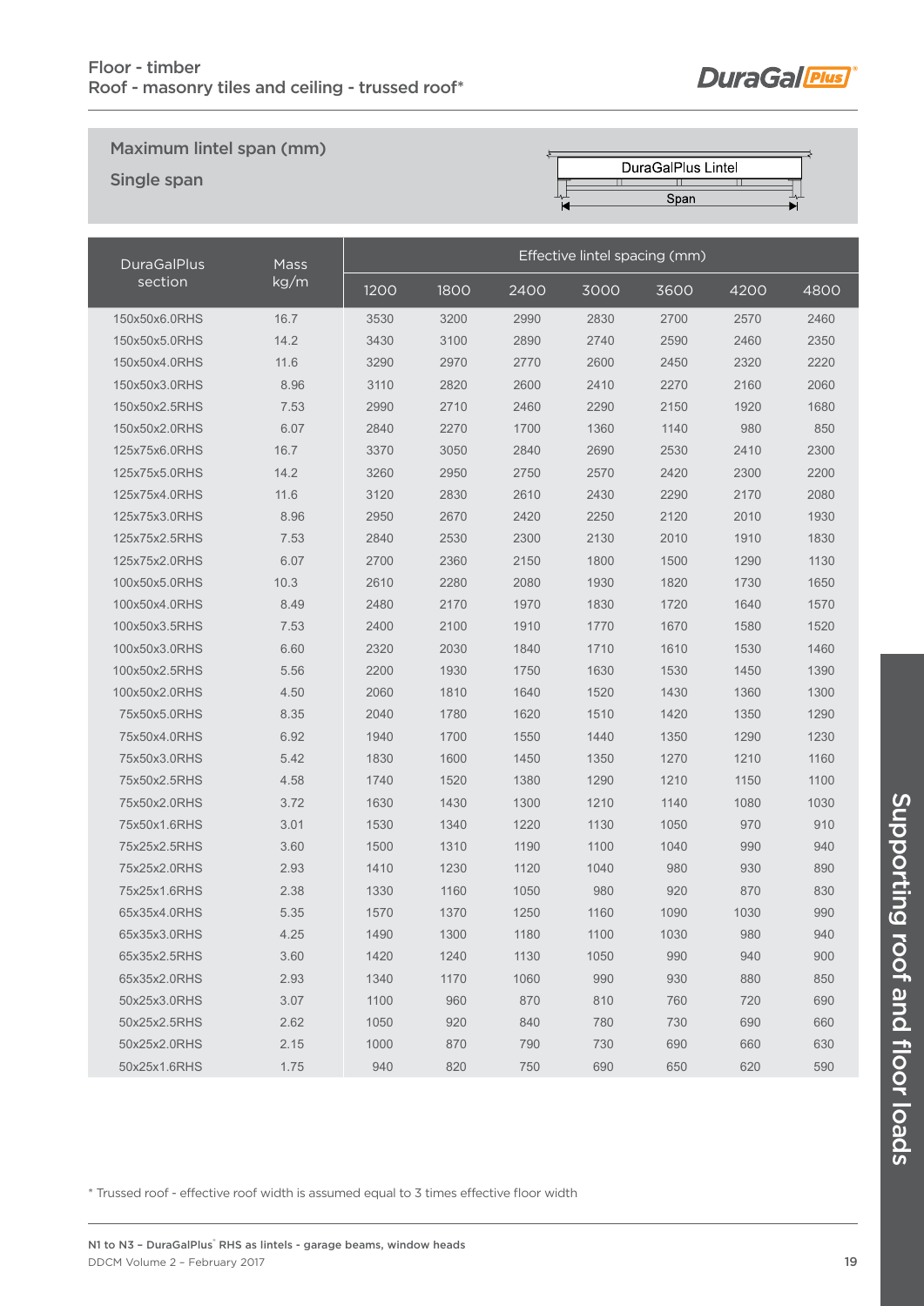# Floor - timber
# Roof - masonry tiles and ceiling - trussed roof*

## Maximum lintel span (mm)

### Single span

DuraGalPlus Lintel

Span

| DuraGalPlus section | Mass kg/m | Effective lintel spacing (mm) | | | | | | |
|---|---|---|---|---|---|---|---|---|
| | | 1200 | 1800 | 2400 | 3000 | 3600 | 4200 | 4800 |
| 150x50x6.0RHS | 16.7 | 3530 | 3200 | 2990 | 2830 | 2700 | 2570 | 2460 |
| 150x50x5.0RHS | 14.2 | 3430 | 3100 | 2890 | 2740 | 2590 | 2460 | 2350 |
| 150x50x4.0RHS | 11.6 | 3290 | 2970 | 2770 | 2600 | 2450 | 2320 | 2220 |
| 150x50x3.0RHS | 8.96 | 3110 | 2820 | 2600 | 2410 | 2270 | 2160 | 2060 |
| 150x50x2.5RHS | 7.53 | 2990 | 2710 | 2460 | 2290 | 2150 | 1920 | 1680 |
| 150x50x2.0RHS | 6.07 | 2840 | 2270 | 1700 | 1360 | 1140 | 980 | 850 |
| 125x75x6.0RHS | 16.7 | 3370 | 3050 | 2840 | 2690 | 2530 | 2410 | 2300 |
| 125x75x5.0RHS | 14.2 | 3260 | 2950 | 2750 | 2570 | 2420 | 2300 | 2200 |
| 125x75x4.0RHS | 11.6 | 3120 | 2830 | 2610 | 2430 | 2290 | 2170 | 2080 |
| 125x75x3.0RHS | 8.96 | 2950 | 2670 | 2420 | 2250 | 2120 | 2010 | 1930 |
| 125x75x2.5RHS | 7.53 | 2840 | 2530 | 2300 | 2130 | 2010 | 1910 | 1830 |
| 125x75x2.0RHS | 6.07 | 2700 | 2360 | 2150 | 1800 | 1500 | 1290 | 1130 |
| 100x50x5.0RHS | 10.3 | 2610 | 2280 | 2080 | 1930 | 1820 | 1730 | 1650 |
| 100x50x4.0RHS | 8.49 | 2480 | 2170 | 1970 | 1830 | 1720 | 1640 | 1570 |
| 100x50x3.5RHS | 7.53 | 2400 | 2100 | 1910 | 1770 | 1670 | 1580 | 1520 |
| 100x50x3.0RHS | 6.60 | 2320 | 2030 | 1840 | 1710 | 1610 | 1530 | 1460 |
| 100x50x2.5RHS | 5.56 | 2200 | 1930 | 1750 | 1630 | 1530 | 1450 | 1390 |
| 100x50x2.0RHS | 4.50 | 2060 | 1810 | 1640 | 1520 | 1430 | 1360 | 1300 |
| 75x50x5.0RHS | 8.35 | 2040 | 1780 | 1620 | 1510 | 1420 | 1350 | 1290 |
| 75x50x4.0RHS | 6.92 | 1940 | 1700 | 1550 | 1440 | 1350 | 1290 | 1230 |
| 75x50x3.0RHS | 5.42 | 1830 | 1600 | 1450 | 1350 | 1270 | 1210 | 1160 |
| 75x50x2.5RHS | 4.58 | 1740 | 1520 | 1380 | 1290 | 1210 | 1150 | 1100 |
| 75x50x2.0RHS | 3.72 | 1630 | 1430 | 1300 | 1210 | 1140 | 1080 | 1030 |
| 75x50x1.6RHS | 3.01 | 1530 | 1340 | 1220 | 1130 | 1050 | 970 | 910 |
| 75x25x2.5RHS | 3.60 | 1500 | 1310 | 1190 | 1100 | 1040 | 990 | 940 |
| 75x25x2.0RHS | 2.93 | 1410 | 1230 | 1120 | 1040 | 980 | 930 | 890 |
| 75x25x1.6RHS | 2.38 | 1330 | 1160 | 1050 | 980 | 920 | 870 | 830 |
| 65x35x4.0RHS | 5.35 | 1570 | 1370 | 1250 | 1160 | 1090 | 1030 | 990 |
| 65x35x3.0RHS | 4.25 | 1490 | 1300 | 1180 | 1100 | 1030 | 980 | 940 |
| 65x35x2.5RHS | 3.60 | 1420 | 1240 | 1130 | 1050 | 990 | 940 | 900 |
| 65x35x2.0RHS | 2.93 | 1340 | 1170 | 1060 | 990 | 930 | 880 | 850 |
| 50x25x3.0RHS | 3.07 | 1100 | 960 | 870 | 810 | 760 | 720 | 690 |
| 50x25x2.5RHS | 2.62 | 1050 | 920 | 840 | 780 | 730 | 690 | 660 |
| 50x25x2.0RHS | 2.15 | 1000 | 870 | 790 | 730 | 690 | 660 | 630 |
| 50x25x1.6RHS | 1.75 | 940 | 820 | 750 | 690 | 650 | 620 | 590 |

* Trussed roof - effective roof width is assumed equal to 3 times effective floor width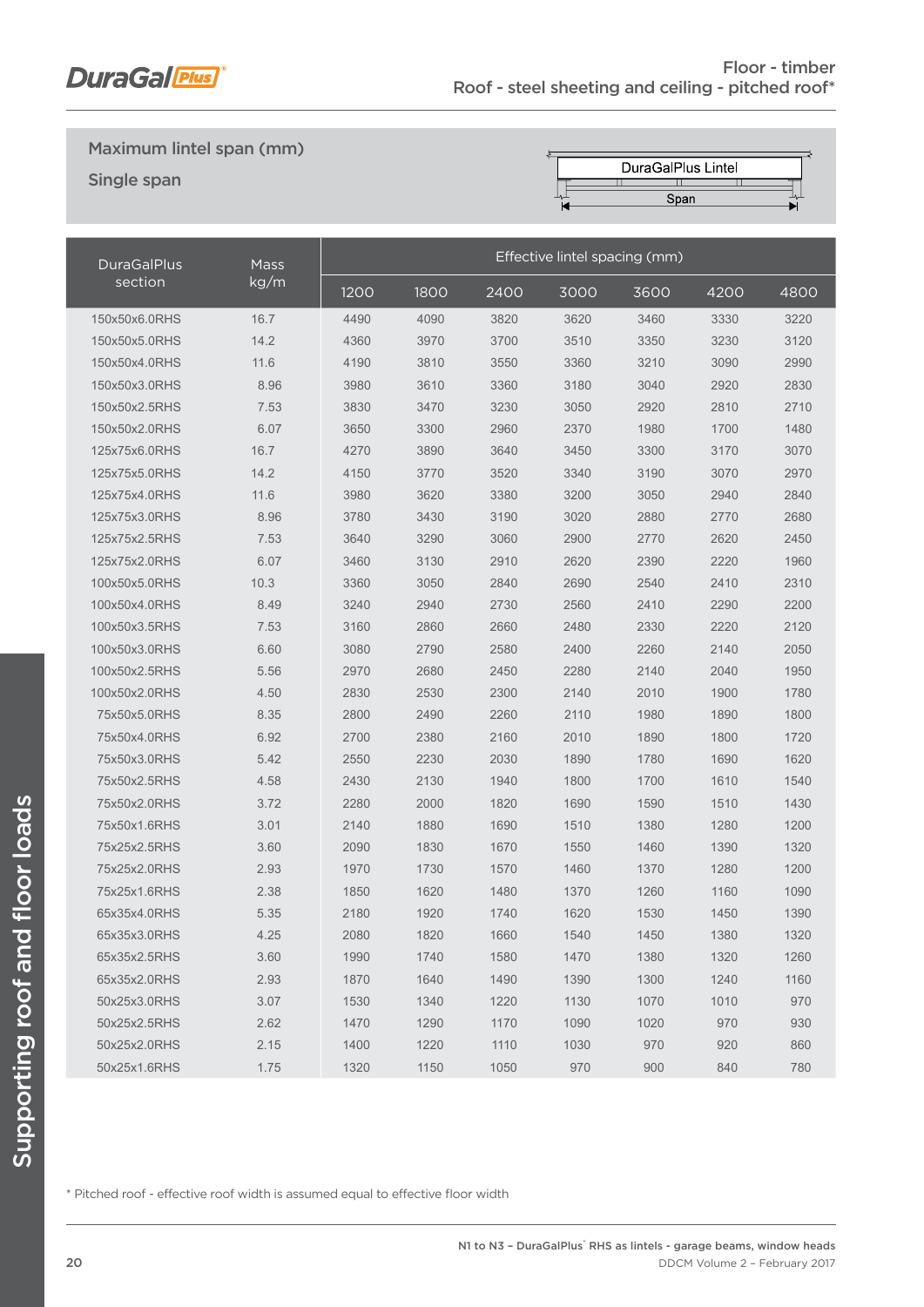# Floor - timber
## Roof - steel sheeting and ceiling - pitched roof*

### Maximum lintel span (mm)

### Single span

DuraGalPlus Lintel

Span

| DuraGalPlus section | Mass kg/m | Effective lintel spacing (mm) | | | | | | |
|---|---|---|---|---|---|---|---|---|
| | | 1200 | 1800 | 2400 | 3000 | 3600 | 4200 | 4800 |
| 150x50x6.0RHS | 16.7 | 4490 | 4090 | 3820 | 3620 | 3460 | 3330 | 3220 |
| 150x50x5.0RHS | 14.2 | 4360 | 3970 | 3700 | 3510 | 3350 | 3230 | 3120 |
| 150x50x4.0RHS | 11.6 | 4190 | 3810 | 3550 | 3360 | 3210 | 3090 | 2990 |
| 150x50x3.0RHS | 8.96 | 3980 | 3610 | 3360 | 3180 | 3040 | 2920 | 2830 |
| 150x50x2.5RHS | 7.53 | 3830 | 3470 | 3230 | 3050 | 2920 | 2810 | 2710 |
| 150x50x2.0RHS | 6.07 | 3650 | 3300 | 2960 | 2370 | 1980 | 1700 | 1480 |
| 125x75x6.0RHS | 16.7 | 4270 | 3890 | 3640 | 3450 | 3300 | 3170 | 3070 |
| 125x75x5.0RHS | 14.2 | 4150 | 3770 | 3520 | 3340 | 3190 | 3070 | 2970 |
| 125x75x4.0RHS | 11.6 | 3980 | 3620 | 3380 | 3200 | 3050 | 2940 | 2840 |
| 125x75x3.0RHS | 8.96 | 3780 | 3430 | 3190 | 3020 | 2880 | 2770 | 2680 |
| 125x75x2.5RHS | 7.53 | 3640 | 3290 | 3060 | 2900 | 2770 | 2620 | 2450 |
| 125x75x2.0RHS | 6.07 | 3460 | 3130 | 2910 | 2620 | 2390 | 2220 | 1960 |
| 100x50x5.0RHS | 10.3 | 3360 | 3050 | 2840 | 2690 | 2540 | 2410 | 2310 |
| 100x50x4.0RHS | 8.49 | 3240 | 2940 | 2730 | 2560 | 2410 | 2290 | 2200 |
| 100x50x3.5RHS | 7.53 | 3160 | 2860 | 2660 | 2480 | 2330 | 2220 | 2120 |
| 100x50x3.0RHS | 6.60 | 3080 | 2790 | 2580 | 2400 | 2260 | 2140 | 2050 |
| 100x50x2.5RHS | 5.56 | 2970 | 2680 | 2450 | 2280 | 2140 | 2040 | 1950 |
| 100x50x2.0RHS | 4.50 | 2830 | 2530 | 2300 | 2140 | 2010 | 1900 | 1780 |
| 75x50x5.0RHS | 8.35 | 2800 | 2490 | 2260 | 2110 | 1980 | 1890 | 1800 |
| 75x50x4.0RHS | 6.92 | 2700 | 2380 | 2160 | 2010 | 1890 | 1800 | 1720 |
| 75x50x3.0RHS | 5.42 | 2550 | 2230 | 2030 | 1890 | 1780 | 1690 | 1620 |
| 75x50x2.5RHS | 4.58 | 2430 | 2130 | 1940 | 1800 | 1700 | 1610 | 1540 |
| 75x50x2.0RHS | 3.72 | 2280 | 2000 | 1820 | 1690 | 1590 | 1510 | 1430 |
| 75x50x1.6RHS | 3.01 | 2140 | 1880 | 1690 | 1510 | 1380 | 1280 | 1200 |
| 75x25x2.5RHS | 3.60 | 2090 | 1830 | 1670 | 1550 | 1460 | 1390 | 1320 |
| 75x25x2.0RHS | 2.93 | 1970 | 1730 | 1570 | 1460 | 1370 | 1280 | 1200 |
| 75x25x1.6RHS | 2.38 | 1850 | 1620 | 1480 | 1370 | 1260 | 1160 | 1090 |
| 65x35x4.0RHS | 5.35 | 2180 | 1920 | 1740 | 1620 | 1530 | 1450 | 1390 |
| 65x35x3.0RHS | 4.25 | 2080 | 1820 | 1660 | 1540 | 1450 | 1380 | 1320 |
| 65x35x2.5RHS | 3.60 | 1990 | 1740 | 1580 | 1470 | 1380 | 1320 | 1260 |
| 65x35x2.0RHS | 2.93 | 1870 | 1640 | 1490 | 1390 | 1300 | 1240 | 1160 |
| 50x25x3.0RHS | 3.07 | 1530 | 1340 | 1220 | 1130 | 1070 | 1010 | 970 |
| 50x25x2.5RHS | 2.62 | 1470 | 1290 | 1170 | 1090 | 1020 | 970 | 930 |
| 50x25x2.0RHS | 2.15 | 1400 | 1220 | 1110 | 1030 | 970 | 920 | 860 |
| 50x25x1.6RHS | 1.75 | 1320 | 1150 | 1050 | 970 | 900 | 840 | 780 |

* Pitched roof - effective roof width is assumed equal to effective floor width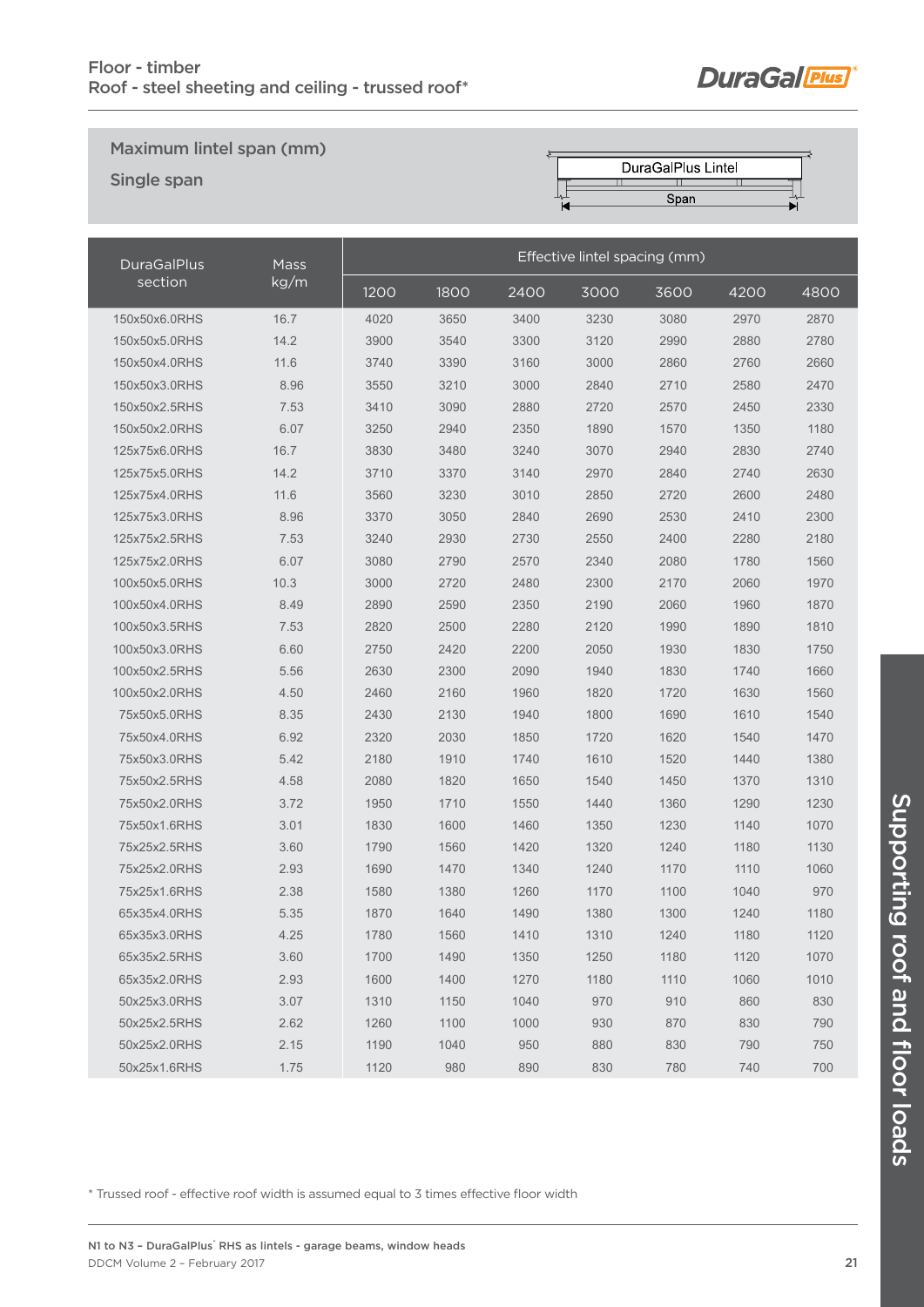Floor - timber
Roof - steel sheeting and ceiling - trussed roof*

## Maximum lintel span (mm)

### Single span

DuraGalPlus Lintel

Span

| DuraGalPlus section | Mass kg/m | Effective lintel spacing (mm) | | | | | | |
|---|---|---|---|---|---|---|---|---|
| | | 1200 | 1800 | 2400 | 3000 | 3600 | 4200 | 4800 |
| 150x50x6.0RHS | 16.7 | 4020 | 3650 | 3400 | 3230 | 3080 | 2970 | 2870 |
| 150x50x5.0RHS | 14.2 | 3900 | 3540 | 3300 | 3120 | 2990 | 2880 | 2780 |
| 150x50x4.0RHS | 11.6 | 3740 | 3390 | 3160 | 3000 | 2860 | 2760 | 2660 |
| 150x50x3.0RHS | 8.96 | 3550 | 3210 | 3000 | 2840 | 2710 | 2580 | 2470 |
| 150x50x2.5RHS | 7.53 | 3410 | 3090 | 2880 | 2720 | 2570 | 2450 | 2330 |
| 150x50x2.0RHS | 6.07 | 3250 | 2940 | 2350 | 1890 | 1570 | 1350 | 1180 |
| 125x75x6.0RHS | 16.7 | 3830 | 3480 | 3240 | 3070 | 2940 | 2830 | 2740 |
| 125x75x5.0RHS | 14.2 | 3710 | 3370 | 3140 | 2970 | 2840 | 2740 | 2630 |
| 125x75x4.0RHS | 11.6 | 3560 | 3230 | 3010 | 2850 | 2720 | 2600 | 2480 |
| 125x75x3.0RHS | 8.96 | 3370 | 3050 | 2840 | 2690 | 2530 | 2410 | 2300 |
| 125x75x2.5RHS | 7.53 | 3240 | 2930 | 2730 | 2550 | 2400 | 2280 | 2180 |
| 125x75x2.0RHS | 6.07 | 3080 | 2790 | 2570 | 2340 | 2080 | 1780 | 1560 |
| 100x50x5.0RHS | 10.3 | 3000 | 2720 | 2480 | 2300 | 2170 | 2060 | 1970 |
| 100x50x4.0RHS | 8.49 | 2890 | 2590 | 2350 | 2190 | 2060 | 1960 | 1870 |
| 100x50x3.5RHS | 7.53 | 2820 | 2500 | 2280 | 2120 | 1990 | 1890 | 1810 |
| 100x50x3.0RHS | 6.60 | 2750 | 2420 | 2200 | 2050 | 1930 | 1830 | 1750 |
| 100x50x2.5RHS | 5.56 | 2630 | 2300 | 2090 | 1940 | 1830 | 1740 | 1660 |
| 100x50x2.0RHS | 4.50 | 2460 | 2160 | 1960 | 1820 | 1720 | 1630 | 1560 |
| 75x50x5.0RHS | 8.35 | 2430 | 2130 | 1940 | 1800 | 1690 | 1610 | 1540 |
| 75x50x4.0RHS | 6.92 | 2320 | 2030 | 1850 | 1720 | 1620 | 1540 | 1470 |
| 75x50x3.0RHS | 5.42 | 2180 | 1910 | 1740 | 1610 | 1520 | 1440 | 1380 |
| 75x50x2.5RHS | 4.58 | 2080 | 1820 | 1650 | 1540 | 1450 | 1370 | 1310 |
| 75x50x2.0RHS | 3.72 | 1950 | 1710 | 1550 | 1440 | 1360 | 1290 | 1230 |
| 75x50x1.6RHS | 3.01 | 1830 | 1600 | 1460 | 1350 | 1230 | 1140 | 1070 |
| 75x25x2.5RHS | 3.60 | 1790 | 1560 | 1420 | 1320 | 1240 | 1180 | 1130 |
| 75x25x2.0RHS | 2.93 | 1690 | 1470 | 1340 | 1240 | 1170 | 1110 | 1060 |
| 75x25x1.6RHS | 2.38 | 1580 | 1380 | 1260 | 1170 | 1100 | 1040 | 970 |
| 65x35x4.0RHS | 5.35 | 1870 | 1640 | 1490 | 1380 | 1300 | 1240 | 1180 |
| 65x35x3.0RHS | 4.25 | 1780 | 1560 | 1410 | 1310 | 1240 | 1180 | 1120 |
| 65x35x2.5RHS | 3.60 | 1700 | 1490 | 1350 | 1250 | 1180 | 1120 | 1070 |
| 65x35x2.0RHS | 2.93 | 1600 | 1400 | 1270 | 1180 | 1110 | 1060 | 1010 |
| 50x25x3.0RHS | 3.07 | 1310 | 1150 | 1040 | 970 | 910 | 860 | 830 |
| 50x25x2.5RHS | 2.62 | 1260 | 1100 | 1000 | 930 | 870 | 830 | 790 |
| 50x25x2.0RHS | 2.15 | 1190 | 1040 | 950 | 880 | 830 | 790 | 750 |
| 50x25x1.6RHS | 1.75 | 1120 | 980 | 890 | 830 | 780 | 740 | 700 |

* Trussed roof - effective roof width is assumed equal to 3 times effective floor width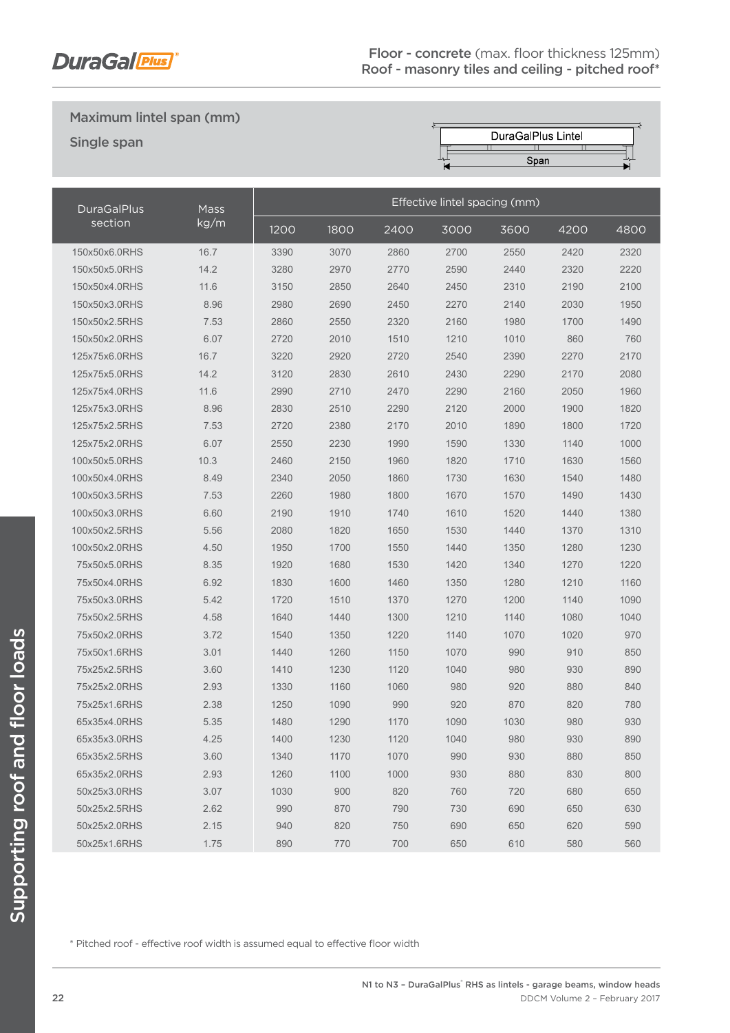# Floor - concrete (max. floor thickness 125mm)
# Roof - masonry tiles and ceiling - pitched roof*

## Maximum lintel span (mm)

### Single span

| DuraGalPlus section | Mass kg/m | Effective lintel spacing (mm) | | | | | | |
|---|---|---|---|---|---|---|---|---|
| | | 1200 | 1800 | 2400 | 3000 | 3600 | 4200 | 4800 |
| 150x50x6.0RHS | 16.7 | 3390 | 3070 | 2860 | 2700 | 2550 | 2420 | 2320 |
| 150x50x5.0RHS | 14.2 | 3280 | 2970 | 2770 | 2590 | 2440 | 2320 | 2220 |
| 150x50x4.0RHS | 11.6 | 3150 | 2850 | 2640 | 2450 | 2310 | 2190 | 2100 |
| 150x50x3.0RHS | 8.96 | 2980 | 2690 | 2450 | 2270 | 2140 | 2030 | 1950 |
| 150x50x2.5RHS | 7.53 | 2860 | 2550 | 2320 | 2160 | 1980 | 1700 | 1490 |
| 150x50x2.0RHS | 6.07 | 2720 | 2010 | 1510 | 1210 | 1010 | 860 | 760 |
| 125x75x6.0RHS | 16.7 | 3220 | 2920 | 2720 | 2540 | 2390 | 2270 | 2170 |
| 125x75x5.0RHS | 14.2 | 3120 | 2830 | 2610 | 2430 | 2290 | 2170 | 2080 |
| 125x75x4.0RHS | 11.6 | 2990 | 2710 | 2470 | 2290 | 2160 | 2050 | 1960 |
| 125x75x3.0RHS | 8.96 | 2830 | 2510 | 2290 | 2120 | 2000 | 1900 | 1820 |
| 125x75x2.5RHS | 7.53 | 2720 | 2380 | 2170 | 2010 | 1890 | 1800 | 1720 |
| 125x75x2.0RHS | 6.07 | 2550 | 2230 | 1990 | 1590 | 1330 | 1140 | 1000 |
| 100x50x5.0RHS | 10.3 | 2460 | 2150 | 1960 | 1820 | 1710 | 1630 | 1560 |
| 100x50x4.0RHS | 8.49 | 2340 | 2050 | 1860 | 1730 | 1630 | 1540 | 1480 |
| 100x50x3.5RHS | 7.53 | 2260 | 1980 | 1800 | 1670 | 1570 | 1490 | 1430 |
| 100x50x3.0RHS | 6.60 | 2190 | 1910 | 1740 | 1610 | 1520 | 1440 | 1380 |
| 100x50x2.5RHS | 5.56 | 2080 | 1820 | 1650 | 1530 | 1440 | 1370 | 1310 |
| 100x50x2.0RHS | 4.50 | 1950 | 1700 | 1550 | 1440 | 1350 | 1280 | 1230 |
| 75x50x5.0RHS | 8.35 | 1920 | 1680 | 1530 | 1420 | 1340 | 1270 | 1220 |
| 75x50x4.0RHS | 6.92 | 1830 | 1600 | 1460 | 1350 | 1280 | 1210 | 1160 |
| 75x50x3.0RHS | 5.42 | 1720 | 1510 | 1370 | 1270 | 1200 | 1140 | 1090 |
| 75x50x2.5RHS | 4.58 | 1640 | 1440 | 1300 | 1210 | 1140 | 1080 | 1040 |
| 75x50x2.0RHS | 3.72 | 1540 | 1350 | 1220 | 1140 | 1070 | 1020 | 970 |
| 75x50x1.6RHS | 3.01 | 1440 | 1260 | 1150 | 1070 | 990 | 910 | 850 |
| 75x25x2.5RHS | 3.60 | 1410 | 1230 | 1120 | 1040 | 980 | 930 | 890 |
| 75x25x2.0RHS | 2.93 | 1330 | 1160 | 1060 | 980 | 920 | 880 | 840 |
| 75x25x1.6RHS | 2.38 | 1250 | 1090 | 990 | 920 | 870 | 820 | 780 |
| 65x35x4.0RHS | 5.35 | 1480 | 1290 | 1170 | 1090 | 1030 | 980 | 930 |
| 65x35x3.0RHS | 4.25 | 1400 | 1230 | 1120 | 1040 | 980 | 930 | 890 |
| 65x35x2.5RHS | 3.60 | 1340 | 1170 | 1070 | 990 | 930 | 880 | 850 |
| 65x35x2.0RHS | 2.93 | 1260 | 1100 | 1000 | 930 | 880 | 830 | 800 |
| 50x25x3.0RHS | 3.07 | 1030 | 900 | 820 | 760 | 720 | 680 | 650 |
| 50x25x2.5RHS | 2.62 | 990 | 870 | 790 | 730 | 690 | 650 | 630 |
| 50x25x2.0RHS | 2.15 | 940 | 820 | 750 | 690 | 650 | 620 | 590 |
| 50x25x1.6RHS | 1.75 | 890 | 770 | 700 | 650 | 610 | 580 | 560 |

\* Pitched roof - effective roof width is assumed equal to effective floor width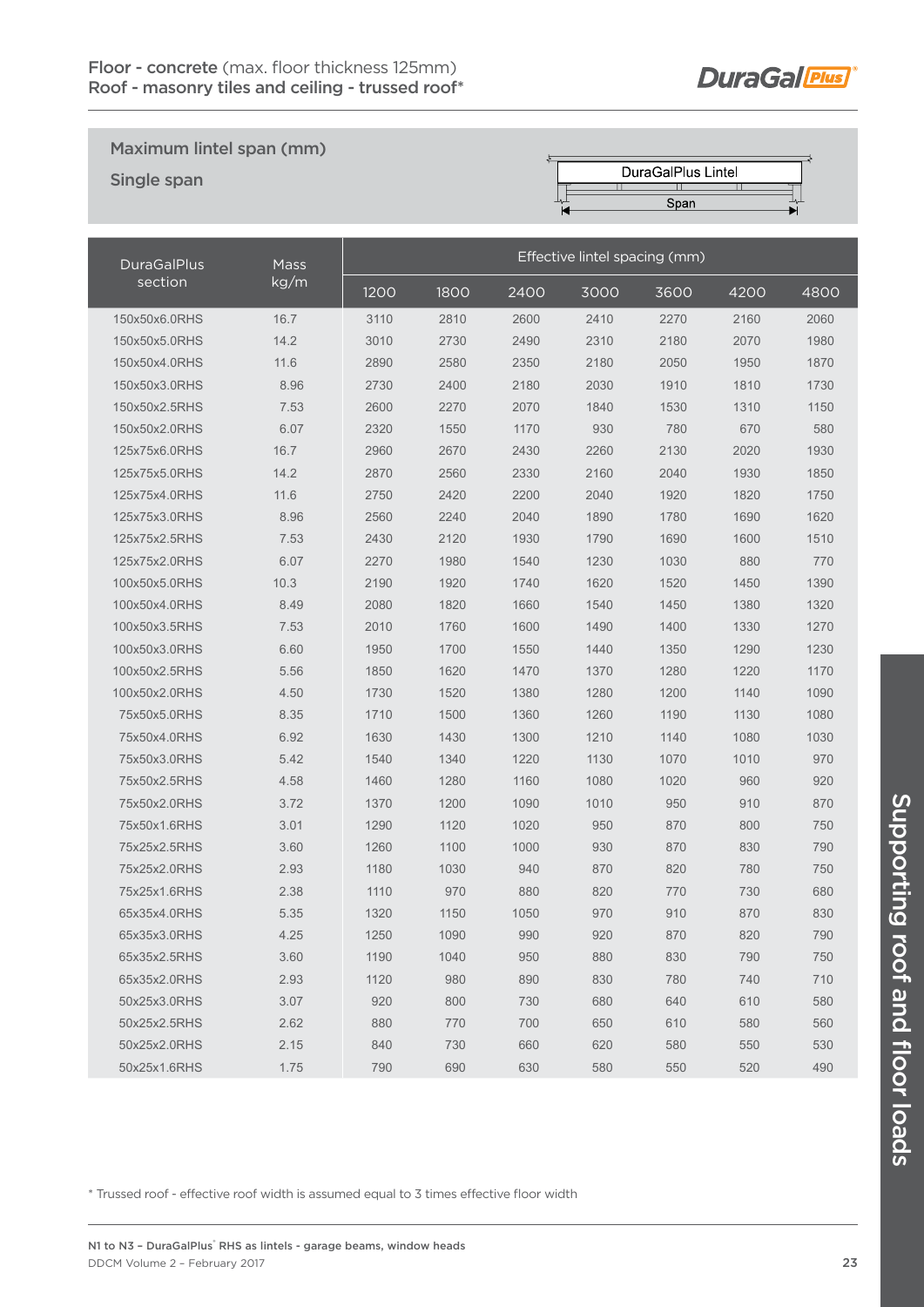**Floor - concrete** (max. floor thickness 125mm)
**Roof - masonry tiles and ceiling - trussed roof***

## Maximum lintel span (mm)

### Single span

DuraGalPlus Lintel

Span

| DuraGalPlus section | Mass kg/m | Effective lintel spacing (mm) | | | | | | |
|---|---|---|---|---|---|---|---|---|
| | | 1200 | 1800 | 2400 | 3000 | 3600 | 4200 | 4800 |
| 150x50x6.0RHS | 16.7 | 3110 | 2810 | 2600 | 2410 | 2270 | 2160 | 2060 |
| 150x50x5.0RHS | 14.2 | 3010 | 2730 | 2490 | 2310 | 2180 | 2070 | 1980 |
| 150x50x4.0RHS | 11.6 | 2890 | 2580 | 2350 | 2180 | 2050 | 1950 | 1870 |
| 150x50x3.0RHS | 8.96 | 2730 | 2400 | 2180 | 2030 | 1910 | 1810 | 1730 |
| 150x50x2.5RHS | 7.53 | 2600 | 2270 | 2070 | 1840 | 1530 | 1310 | 1150 |
| 150x50x2.0RHS | 6.07 | 2320 | 1550 | 1170 | 930 | 780 | 670 | 580 |
| 125x75x6.0RHS | 16.7 | 2960 | 2670 | 2430 | 2260 | 2130 | 2020 | 1930 |
| 125x75x5.0RHS | 14.2 | 2870 | 2560 | 2330 | 2160 | 2040 | 1930 | 1850 |
| 125x75x4.0RHS | 11.6 | 2750 | 2420 | 2200 | 2040 | 1920 | 1820 | 1750 |
| 125x75x3.0RHS | 8.96 | 2560 | 2240 | 2040 | 1890 | 1780 | 1690 | 1620 |
| 125x75x2.5RHS | 7.53 | 2430 | 2120 | 1930 | 1790 | 1690 | 1600 | 1510 |
| 125x75x2.0RHS | 6.07 | 2270 | 1980 | 1540 | 1230 | 1030 | 880 | 770 |
| 100x50x5.0RHS | 10.3 | 2190 | 1920 | 1740 | 1620 | 1520 | 1450 | 1390 |
| 100x50x4.0RHS | 8.49 | 2080 | 1820 | 1660 | 1540 | 1450 | 1380 | 1320 |
| 100x50x3.5RHS | 7.53 | 2010 | 1760 | 1600 | 1490 | 1400 | 1330 | 1270 |
| 100x50x3.0RHS | 6.60 | 1950 | 1700 | 1550 | 1440 | 1350 | 1290 | 1230 |
| 100x50x2.5RHS | 5.56 | 1850 | 1620 | 1470 | 1370 | 1280 | 1220 | 1170 |
| 100x50x2.0RHS | 4.50 | 1730 | 1520 | 1380 | 1280 | 1200 | 1140 | 1090 |
| 75x50x5.0RHS | 8.35 | 1710 | 1500 | 1360 | 1260 | 1190 | 1130 | 1080 |
| 75x50x4.0RHS | 6.92 | 1630 | 1430 | 1300 | 1210 | 1140 | 1080 | 1030 |
| 75x50x3.0RHS | 5.42 | 1540 | 1340 | 1220 | 1130 | 1070 | 1010 | 970 |
| 75x50x2.5RHS | 4.58 | 1460 | 1280 | 1160 | 1080 | 1020 | 960 | 920 |
| 75x50x2.0RHS | 3.72 | 1370 | 1200 | 1090 | 1010 | 950 | 910 | 870 |
| 75x50x1.6RHS | 3.01 | 1290 | 1120 | 1020 | 950 | 870 | 800 | 750 |
| 75x25x2.5RHS | 3.60 | 1260 | 1100 | 1000 | 930 | 870 | 830 | 790 |
| 75x25x2.0RHS | 2.93 | 1180 | 1030 | 940 | 870 | 820 | 780 | 750 |
| 75x25x1.6RHS | 2.38 | 1110 | 970 | 880 | 820 | 770 | 730 | 680 |
| 65x35x4.0RHS | 5.35 | 1320 | 1150 | 1050 | 970 | 910 | 870 | 830 |
| 65x35x3.0RHS | 4.25 | 1250 | 1090 | 990 | 920 | 870 | 820 | 790 |
| 65x35x2.5RHS | 3.60 | 1190 | 1040 | 950 | 880 | 830 | 790 | 750 |
| 65x35x2.0RHS | 2.93 | 1120 | 980 | 890 | 830 | 780 | 740 | 710 |
| 50x25x3.0RHS | 3.07 | 920 | 800 | 730 | 680 | 640 | 610 | 580 |
| 50x25x2.5RHS | 2.62 | 880 | 770 | 700 | 650 | 610 | 580 | 560 |
| 50x25x2.0RHS | 2.15 | 840 | 730 | 660 | 620 | 580 | 550 | 530 |
| 50x25x1.6RHS | 1.75 | 790 | 690 | 630 | 580 | 550 | 520 | 490 |

* Trussed roof - effective roof width is assumed equal to 3 times effective floor width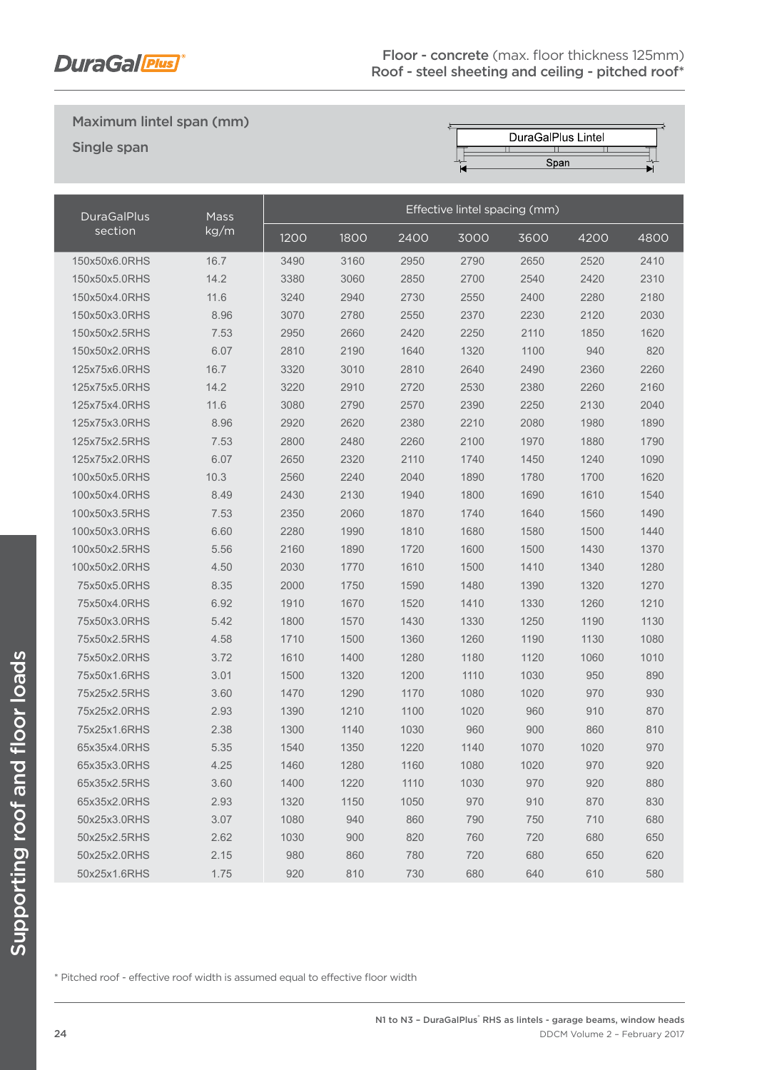**Floor - concrete** (max. floor thickness 125mm)
**Roof - steel sheeting and ceiling - pitched roof***

## Maximum lintel span (mm)

### Single span

DuraGalPlus Lintel

Span

| DuraGalPlus section | Mass kg/m | Effective lintel spacing (mm) | | | | | | |
|---|---|---|---|---|---|---|---|---|
| | | 1200 | 1800 | 2400 | 3000 | 3600 | 4200 | 4800 |
| 150x50x6.0RHS | 16.7 | 3490 | 3160 | 2950 | 2790 | 2650 | 2520 | 2410 |
| 150x50x5.0RHS | 14.2 | 3380 | 3060 | 2850 | 2700 | 2540 | 2420 | 2310 |
| 150x50x4.0RHS | 11.6 | 3240 | 2940 | 2730 | 2550 | 2400 | 2280 | 2180 |
| 150x50x3.0RHS | 8.96 | 3070 | 2780 | 2550 | 2370 | 2230 | 2120 | 2030 |
| 150x50x2.5RHS | 7.53 | 2950 | 2660 | 2420 | 2250 | 2110 | 1850 | 1620 |
| 150x50x2.0RHS | 6.07 | 2810 | 2190 | 1640 | 1320 | 1100 | 940 | 820 |
| 125x75x6.0RHS | 16.7 | 3320 | 3010 | 2810 | 2640 | 2490 | 2360 | 2260 |
| 125x75x5.0RHS | 14.2 | 3220 | 2910 | 2720 | 2530 | 2380 | 2260 | 2160 |
| 125x75x4.0RHS | 11.6 | 3080 | 2790 | 2570 | 2390 | 2250 | 2130 | 2040 |
| 125x75x3.0RHS | 8.96 | 2920 | 2620 | 2380 | 2210 | 2080 | 1980 | 1890 |
| 125x75x2.5RHS | 7.53 | 2800 | 2480 | 2260 | 2100 | 1970 | 1880 | 1790 |
| 125x75x2.0RHS | 6.07 | 2650 | 2320 | 2110 | 1740 | 1450 | 1240 | 1090 |
| 100x50x5.0RHS | 10.3 | 2560 | 2240 | 2040 | 1890 | 1780 | 1700 | 1620 |
| 100x50x4.0RHS | 8.49 | 2430 | 2130 | 1940 | 1800 | 1690 | 1610 | 1540 |
| 100x50x3.5RHS | 7.53 | 2350 | 2060 | 1870 | 1740 | 1640 | 1560 | 1490 |
| 100x50x3.0RHS | 6.60 | 2280 | 1990 | 1810 | 1680 | 1580 | 1500 | 1440 |
| 100x50x2.5RHS | 5.56 | 2160 | 1890 | 1720 | 1600 | 1500 | 1430 | 1370 |
| 100x50x2.0RHS | 4.50 | 2030 | 1770 | 1610 | 1500 | 1410 | 1340 | 1280 |
| 75x50x5.0RHS | 8.35 | 2000 | 1750 | 1590 | 1480 | 1390 | 1320 | 1270 |
| 75x50x4.0RHS | 6.92 | 1910 | 1670 | 1520 | 1410 | 1330 | 1260 | 1210 |
| 75x50x3.0RHS | 5.42 | 1800 | 1570 | 1430 | 1330 | 1250 | 1190 | 1130 |
| 75x50x2.5RHS | 4.58 | 1710 | 1500 | 1360 | 1260 | 1190 | 1130 | 1080 |
| 75x50x2.0RHS | 3.72 | 1610 | 1400 | 1280 | 1180 | 1120 | 1060 | 1010 |
| 75x50x1.6RHS | 3.01 | 1500 | 1320 | 1200 | 1110 | 1030 | 950 | 890 |
| 75x25x2.5RHS | 3.60 | 1470 | 1290 | 1170 | 1080 | 1020 | 970 | 930 |
| 75x25x2.0RHS | 2.93 | 1390 | 1210 | 1100 | 1020 | 960 | 910 | 870 |
| 75x25x1.6RHS | 2.38 | 1300 | 1140 | 1030 | 960 | 900 | 860 | 810 |
| 65x35x4.0RHS | 5.35 | 1540 | 1350 | 1220 | 1140 | 1070 | 1020 | 970 |
| 65x35x3.0RHS | 4.25 | 1460 | 1280 | 1160 | 1080 | 1020 | 970 | 920 |
| 65x35x2.5RHS | 3.60 | 1400 | 1220 | 1110 | 1030 | 970 | 920 | 880 |
| 65x35x2.0RHS | 2.93 | 1320 | 1150 | 1050 | 970 | 910 | 870 | 830 |
| 50x25x3.0RHS | 3.07 | 1080 | 940 | 860 | 790 | 750 | 710 | 680 |
| 50x25x2.5RHS | 2.62 | 1030 | 900 | 820 | 760 | 720 | 680 | 650 |
| 50x25x2.0RHS | 2.15 | 980 | 860 | 780 | 720 | 680 | 650 | 620 |
| 50x25x1.6RHS | 1.75 | 920 | 810 | 730 | 680 | 640 | 610 | 580 |

* Pitched roof - effective roof width is assumed equal to effective floor width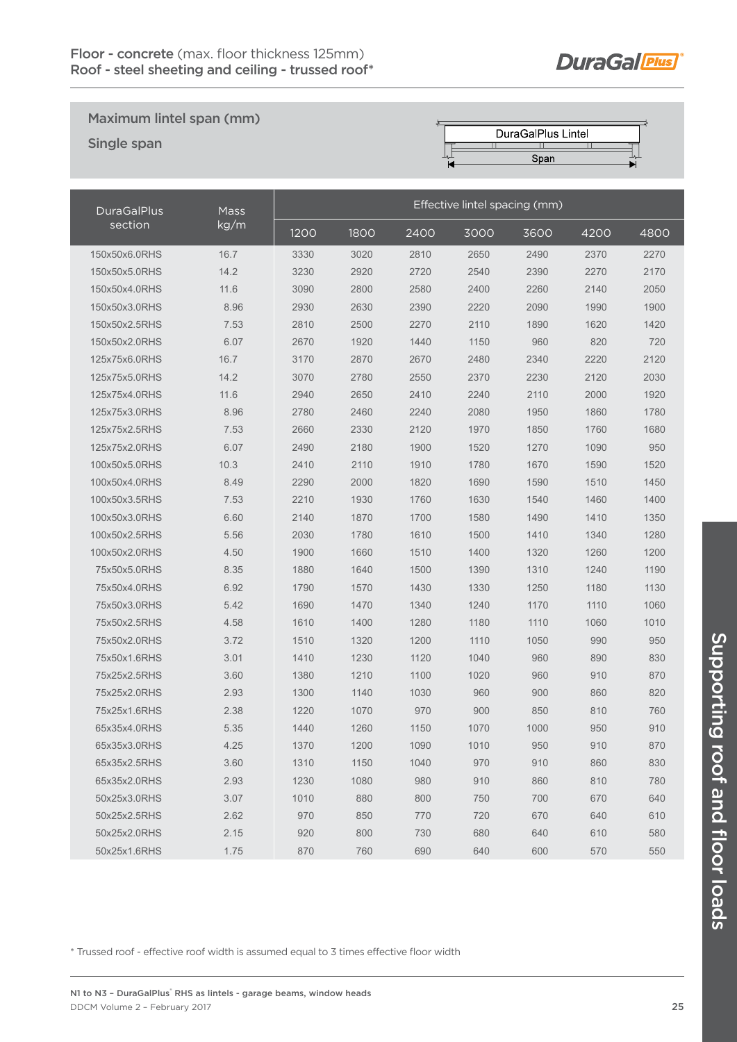## Floor - concrete (max. floor thickness 125mm)
## Roof - steel sheeting and ceiling - trussed roof*

### Maximum lintel span (mm)
### Single span

| DuraGalPlus section | Mass kg/m | Effective lintel spacing (mm) | | | | | | |
|---|---|---|---|---|---|---|---|---|
| | | 1200 | 1800 | 2400 | 3000 | 3600 | 4200 | 4800 |
| 150x50x6.0RHS | 16.7 | 3330 | 3020 | 2810 | 2650 | 2490 | 2370 | 2270 |
| 150x50x5.0RHS | 14.2 | 3230 | 2920 | 2720 | 2540 | 2390 | 2270 | 2170 |
| 150x50x4.0RHS | 11.6 | 3090 | 2800 | 2580 | 2400 | 2260 | 2140 | 2050 |
| 150x50x3.0RHS | 8.96 | 2930 | 2630 | 2390 | 2220 | 2090 | 1990 | 1900 |
| 150x50x2.5RHS | 7.53 | 2810 | 2500 | 2270 | 2110 | 1890 | 1620 | 1420 |
| 150x50x2.0RHS | 6.07 | 2670 | 1920 | 1440 | 1150 | 960 | 820 | 720 |
| 125x75x6.0RHS | 16.7 | 3170 | 2870 | 2670 | 2480 | 2340 | 2220 | 2120 |
| 125x75x5.0RHS | 14.2 | 3070 | 2780 | 2550 | 2370 | 2230 | 2120 | 2030 |
| 125x75x4.0RHS | 11.6 | 2940 | 2650 | 2410 | 2240 | 2110 | 2000 | 1920 |
| 125x75x3.0RHS | 8.96 | 2780 | 2460 | 2240 | 2080 | 1950 | 1860 | 1780 |
| 125x75x2.5RHS | 7.53 | 2660 | 2330 | 2120 | 1970 | 1850 | 1760 | 1680 |
| 125x75x2.0RHS | 6.07 | 2490 | 2180 | 1900 | 1520 | 1270 | 1090 | 950 |
| 100x50x5.0RHS | 10.3 | 2410 | 2110 | 1910 | 1780 | 1670 | 1590 | 1520 |
| 100x50x4.0RHS | 8.49 | 2290 | 2000 | 1820 | 1690 | 1590 | 1510 | 1450 |
| 100x50x3.5RHS | 7.53 | 2210 | 1930 | 1760 | 1630 | 1540 | 1460 | 1400 |
| 100x50x3.0RHS | 6.60 | 2140 | 1870 | 1700 | 1580 | 1490 | 1410 | 1350 |
| 100x50x2.5RHS | 5.56 | 2030 | 1780 | 1610 | 1500 | 1410 | 1340 | 1280 |
| 100x50x2.0RHS | 4.50 | 1900 | 1660 | 1510 | 1400 | 1320 | 1260 | 1200 |
| 75x50x5.0RHS | 8.35 | 1880 | 1640 | 1500 | 1390 | 1310 | 1240 | 1190 |
| 75x50x4.0RHS | 6.92 | 1790 | 1570 | 1430 | 1330 | 1250 | 1180 | 1130 |
| 75x50x3.0RHS | 5.42 | 1690 | 1470 | 1340 | 1240 | 1170 | 1110 | 1060 |
| 75x50x2.5RHS | 4.58 | 1610 | 1400 | 1280 | 1180 | 1110 | 1060 | 1010 |
| 75x50x2.0RHS | 3.72 | 1510 | 1320 | 1200 | 1110 | 1050 | 990 | 950 |
| 75x50x1.6RHS | 3.01 | 1410 | 1230 | 1120 | 1040 | 960 | 890 | 830 |
| 75x25x2.5RHS | 3.60 | 1380 | 1210 | 1100 | 1020 | 960 | 910 | 870 |
| 75x25x2.0RHS | 2.93 | 1300 | 1140 | 1030 | 960 | 900 | 860 | 820 |
| 75x25x1.6RHS | 2.38 | 1220 | 1070 | 970 | 900 | 850 | 810 | 760 |
| 65x35x4.0RHS | 5.35 | 1440 | 1260 | 1150 | 1070 | 1000 | 950 | 910 |
| 65x35x3.0RHS | 4.25 | 1370 | 1200 | 1090 | 1010 | 950 | 910 | 870 |
| 65x35x2.5RHS | 3.60 | 1310 | 1150 | 1040 | 970 | 910 | 860 | 830 |
| 65x35x2.0RHS | 2.93 | 1230 | 1080 | 980 | 910 | 860 | 810 | 780 |
| 50x25x3.0RHS | 3.07 | 1010 | 880 | 800 | 750 | 700 | 670 | 640 |
| 50x25x2.5RHS | 2.62 | 970 | 850 | 770 | 720 | 670 | 640 | 610 |
| 50x25x2.0RHS | 2.15 | 920 | 800 | 730 | 680 | 640 | 610 | 580 |
| 50x25x1.6RHS | 1.75 | 870 | 760 | 690 | 640 | 600 | 570 | 550 |

\* Trussed roof - effective roof width is assumed equal to 3 times effective floor width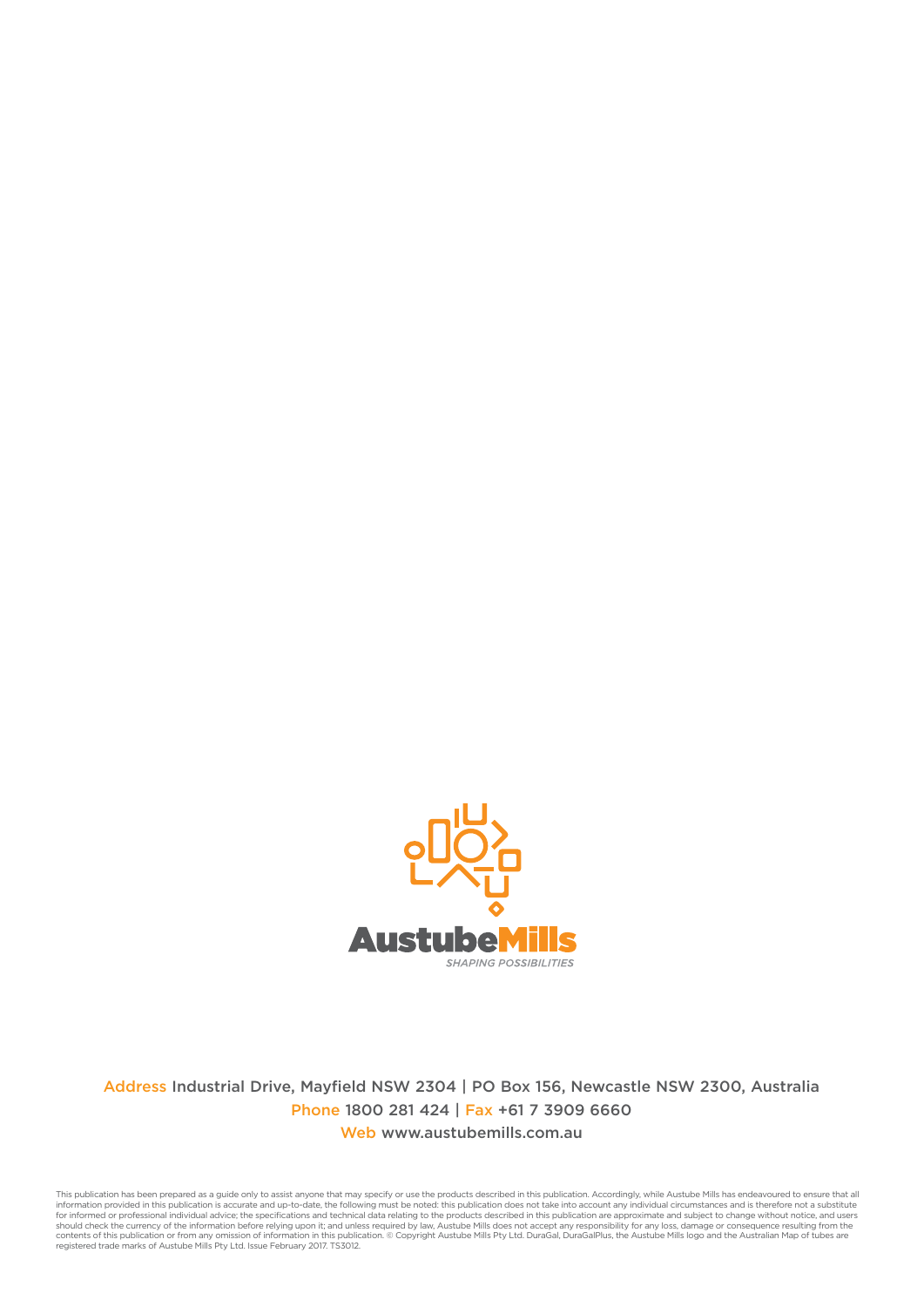AustubeMills

*SHAPING POSSIBILITIES*

Address Industrial Drive, Mayfield NSW 2304 | PO Box 156, Newcastle NSW 2300, Australia

Phone 1800 281 424 | Fax +61 7 3909 6660

Web www.austubemills.com.au

This publication has been prepared as a guide only to assist anyone that may specify or use the products described in this publication. Accordingly, while Austube Mills has endeavoured to ensure that all information provided in this publication is accurate and up-to-date, the following must be noted: this publication does not take into account any individual circumstances and is therefore not a substitute for informed or professional individual advice; the specifications and technical data relating to the products described in this publication are approximate and subject to change without notice, and users should check the currency of the information before relying upon it; and unless required by law, Austube Mills does not accept any responsibility for any loss, damage or consequence resulting from the contents of this publication or from any omission of information in this publication. © Copyright Austube Mills Pty Ltd. DuraGal, DuraGalPlus, the Austube Mills logo and the Australian Map of tubes are registered trade marks of Austube Mills Pty Ltd. Issue February 2017. TS3012.